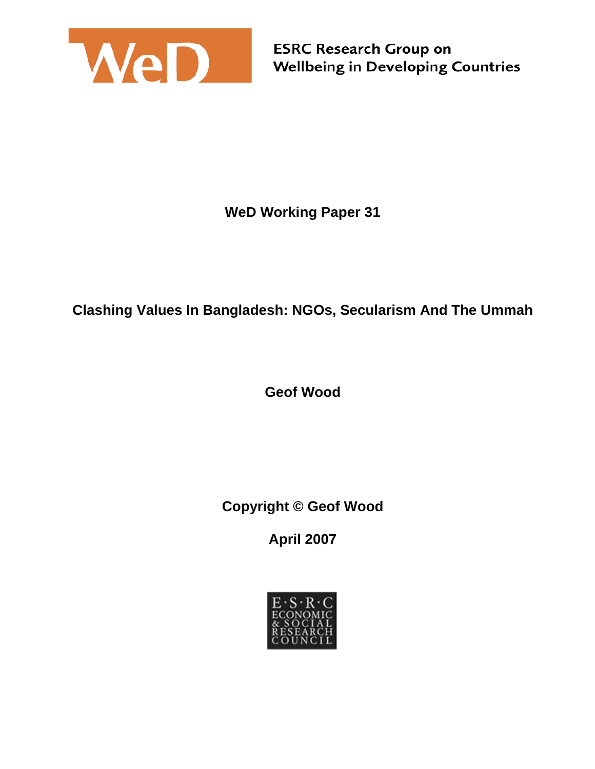WeD

ESRC Research Group on
Wellbeing in Developing Countries

**WeD Working Paper 31**

# Clashing Values In Bangladesh: NGOs, Secularism And The Ummah

**Geof Wood**

**Copyright © Geof Wood**

**April 2007**

E·S·R·C
ECONOMIC
& SOCIAL
RESEARCH
COUNCIL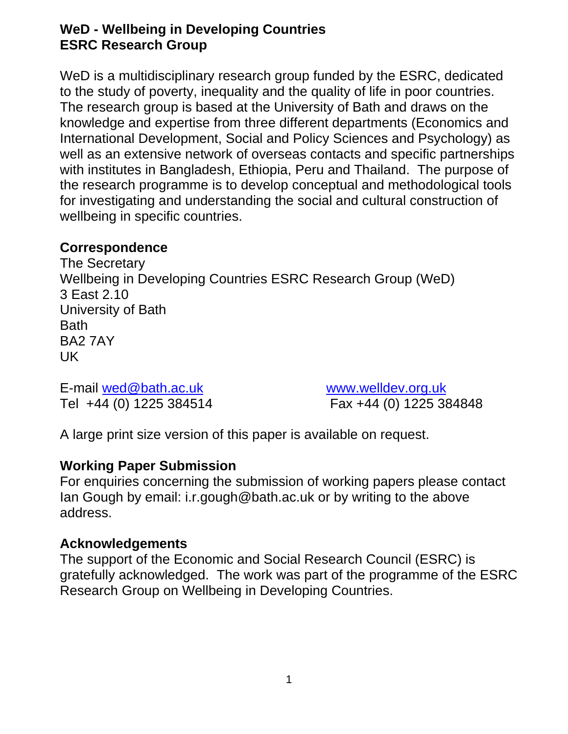**WeD - Wellbeing in Developing Countries**
**ESRC Research Group**

WeD is a multidisciplinary research group funded by the ESRC, dedicated to the study of poverty, inequality and the quality of life in poor countries. The research group is based at the University of Bath and draws on the knowledge and expertise from three different departments (Economics and International Development, Social and Policy Sciences and Psychology) as well as an extensive network of overseas contacts and specific partnerships with institutes in Bangladesh, Ethiopia, Peru and Thailand. The purpose of the research programme is to develop conceptual and methodological tools for investigating and understanding the social and cultural construction of wellbeing in specific countries.

**Correspondence**
The Secretary
Wellbeing in Developing Countries ESRC Research Group (WeD)
3 East 2.10
University of Bath
Bath
BA2 7AY
UK

E-mail wed@bath.ac.uk www.welldev.org.uk
Tel +44 (0) 1225 384514 Fax +44 (0) 1225 384848

A large print size version of this paper is available on request.

**Working Paper Submission**
For enquiries concerning the submission of working papers please contact Ian Gough by email: i.r.gough@bath.ac.uk or by writing to the above address.

**Acknowledgements**
The support of the Economic and Social Research Council (ESRC) is gratefully acknowledged. The work was part of the programme of the ESRC Research Group on Wellbeing in Developing Countries.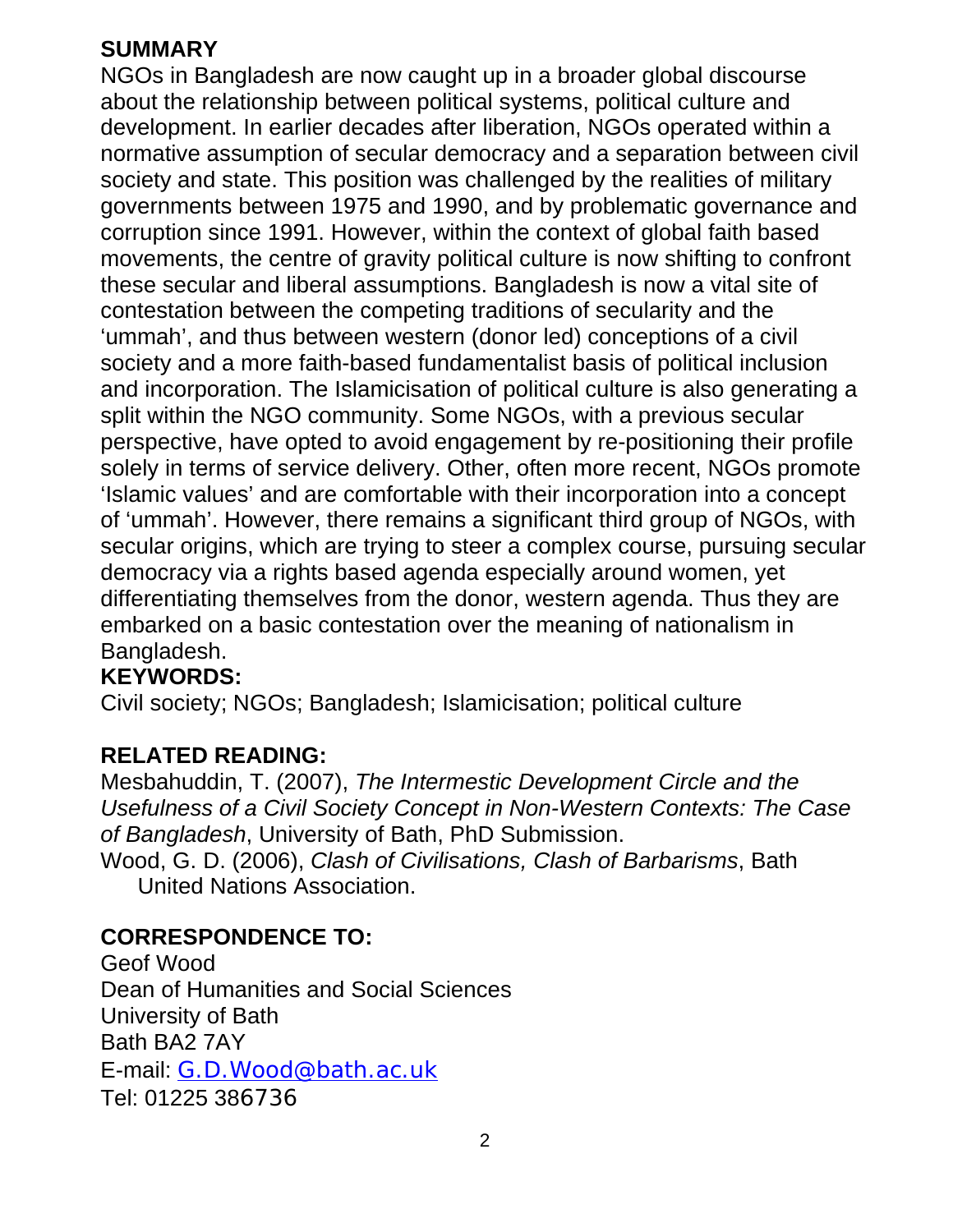## SUMMARY

NGOs in Bangladesh are now caught up in a broader global discourse about the relationship between political systems, political culture and development. In earlier decades after liberation, NGOs operated within a normative assumption of secular democracy and a separation between civil society and state. This position was challenged by the realities of military governments between 1975 and 1990, and by problematic governance and corruption since 1991. However, within the context of global faith based movements, the centre of gravity political culture is now shifting to confront these secular and liberal assumptions. Bangladesh is now a vital site of contestation between the competing traditions of secularity and the 'ummah', and thus between western (donor led) conceptions of a civil society and a more faith-based fundamentalist basis of political inclusion and incorporation. The Islamicisation of political culture is also generating a split within the NGO community. Some NGOs, with a previous secular perspective, have opted to avoid engagement by re-positioning their profile solely in terms of service delivery. Other, often more recent, NGOs promote 'Islamic values' and are comfortable with their incorporation into a concept of 'ummah'. However, there remains a significant third group of NGOs, with secular origins, which are trying to steer a complex course, pursuing secular democracy via a rights based agenda especially around women, yet differentiating themselves from the donor, western agenda. Thus they are embarked on a basic contestation over the meaning of nationalism in Bangladesh.

## KEYWORDS:

Civil society; NGOs; Bangladesh; Islamicisation; political culture

## RELATED READING:

Mesbahuddin, T. (2007), *The Intermestic Development Circle and the Usefulness of a Civil Society Concept in Non-Western Contexts: The Case of Bangladesh*, University of Bath, PhD Submission.

Wood, G. D. (2006), *Clash of Civilisations, Clash of Barbarisms*, Bath United Nations Association.

## CORRESPONDENCE TO:

Geof Wood
Dean of Humanities and Social Sciences
University of Bath
Bath BA2 7AY
E-mail: G.D.Wood@bath.ac.uk
Tel: 01225 386736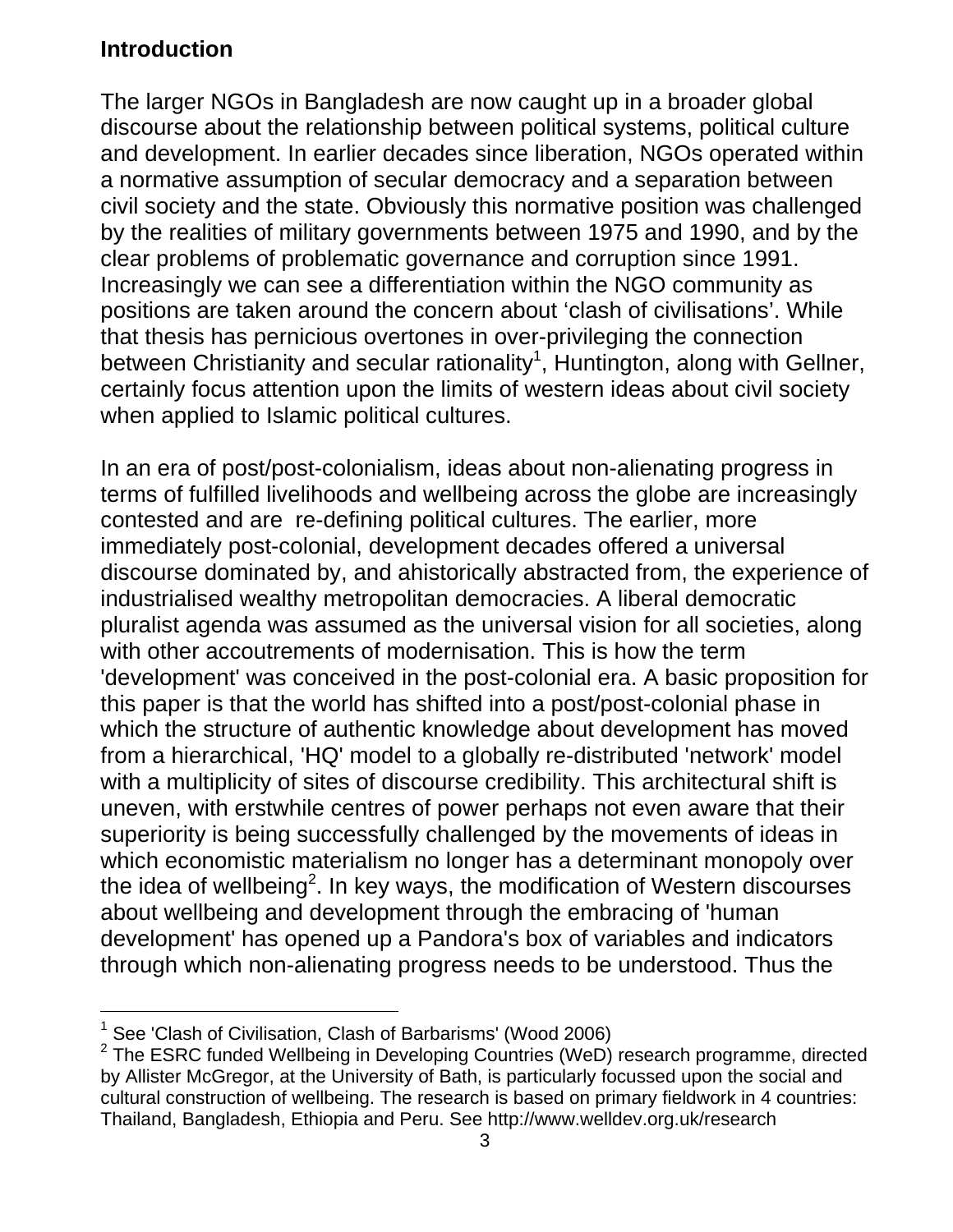## Introduction

The larger NGOs in Bangladesh are now caught up in a broader global discourse about the relationship between political systems, political culture and development. In earlier decades since liberation, NGOs operated within a normative assumption of secular democracy and a separation between civil society and the state. Obviously this normative position was challenged by the realities of military governments between 1975 and 1990, and by the clear problems of problematic governance and corruption since 1991. Increasingly we can see a differentiation within the NGO community as positions are taken around the concern about 'clash of civilisations'. While that thesis has pernicious overtones in over-privileging the connection between Christianity and secular rationality[1], Huntington, along with Gellner, certainly focus attention upon the limits of western ideas about civil society when applied to Islamic political cultures.

In an era of post/post-colonialism, ideas about non-alienating progress in terms of fulfilled livelihoods and wellbeing across the globe are increasingly contested and are re-defining political cultures. The earlier, more immediately post-colonial, development decades offered a universal discourse dominated by, and ahistorically abstracted from, the experience of industrialised wealthy metropolitan democracies. A liberal democratic pluralist agenda was assumed as the universal vision for all societies, along with other accoutrements of modernisation. This is how the term 'development' was conceived in the post-colonial era. A basic proposition for this paper is that the world has shifted into a post/post-colonial phase in which the structure of authentic knowledge about development has moved from a hierarchical, 'HQ' model to a globally re-distributed 'network' model with a multiplicity of sites of discourse credibility. This architectural shift is uneven, with erstwhile centres of power perhaps not even aware that their superiority is being successfully challenged by the movements of ideas in which economistic materialism no longer has a determinant monopoly over the idea of wellbeing[2]. In key ways, the modification of Western discourses about wellbeing and development through the embracing of 'human development' has opened up a Pandora's box of variables and indicators through which non-alienating progress needs to be understood. Thus the

---

[1] See 'Clash of Civilisation, Clash of Barbarisms' (Wood 2006)

[2] The ESRC funded Wellbeing in Developing Countries (WeD) research programme, directed by Allister McGregor, at the University of Bath, is particularly focussed upon the social and cultural construction of wellbeing. The research is based on primary fieldwork in 4 countries: Thailand, Bangladesh, Ethiopia and Peru. See http://www.welldev.org.uk/research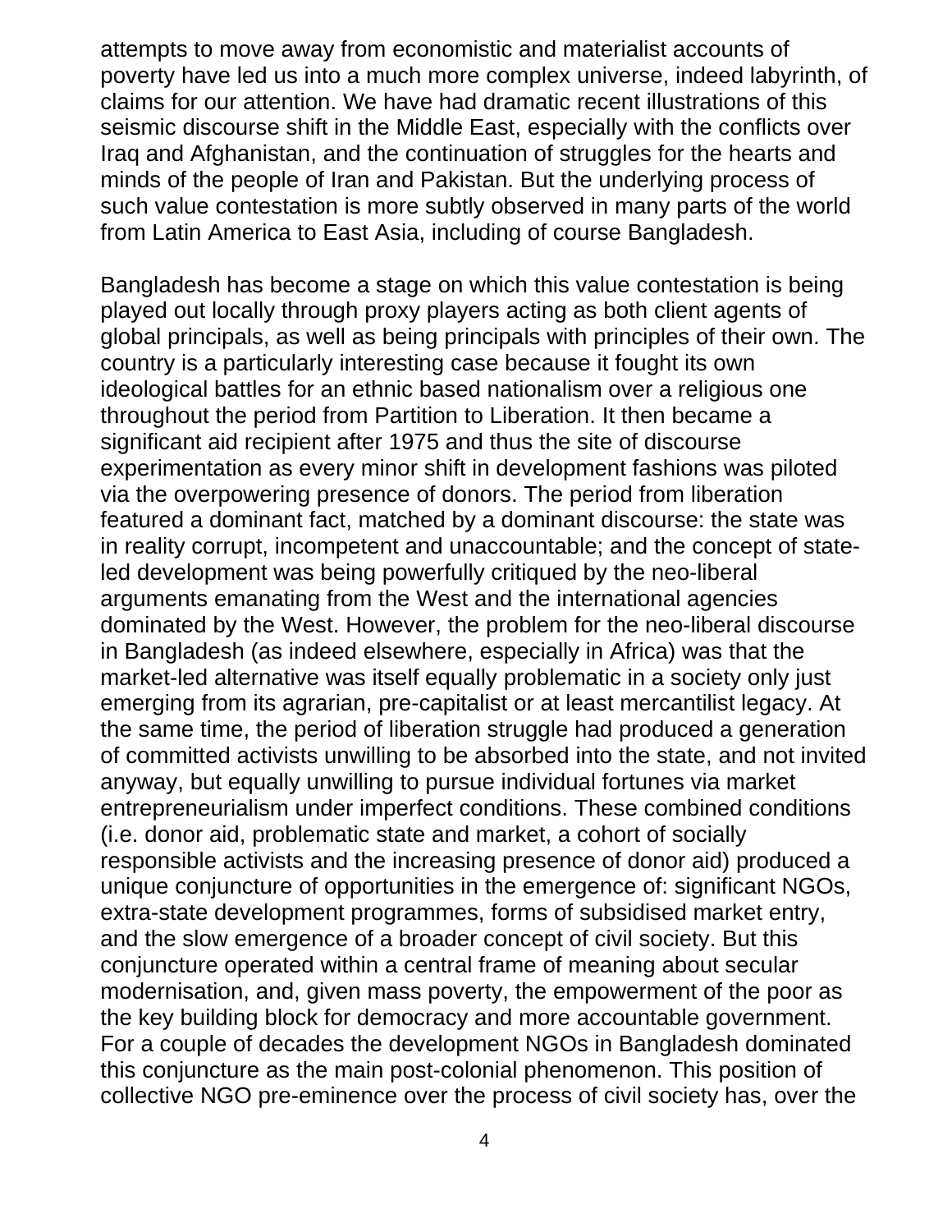attempts to move away from economistic and materialist accounts of poverty have led us into a much more complex universe, indeed labyrinth, of claims for our attention. We have had dramatic recent illustrations of this seismic discourse shift in the Middle East, especially with the conflicts over Iraq and Afghanistan, and the continuation of struggles for the hearts and minds of the people of Iran and Pakistan. But the underlying process of such value contestation is more subtly observed in many parts of the world from Latin America to East Asia, including of course Bangladesh.

Bangladesh has become a stage on which this value contestation is being played out locally through proxy players acting as both client agents of global principals, as well as being principals with principles of their own. The country is a particularly interesting case because it fought its own ideological battles for an ethnic based nationalism over a religious one throughout the period from Partition to Liberation. It then became a significant aid recipient after 1975 and thus the site of discourse experimentation as every minor shift in development fashions was piloted via the overpowering presence of donors. The period from liberation featured a dominant fact, matched by a dominant discourse: the state was in reality corrupt, incompetent and unaccountable; and the concept of state-led development was being powerfully critiqued by the neo-liberal arguments emanating from the West and the international agencies dominated by the West. However, the problem for the neo-liberal discourse in Bangladesh (as indeed elsewhere, especially in Africa) was that the market-led alternative was itself equally problematic in a society only just emerging from its agrarian, pre-capitalist or at least mercantilist legacy. At the same time, the period of liberation struggle had produced a generation of committed activists unwilling to be absorbed into the state, and not invited anyway, but equally unwilling to pursue individual fortunes via market entrepreneurialism under imperfect conditions. These combined conditions (i.e. donor aid, problematic state and market, a cohort of socially responsible activists and the increasing presence of donor aid) produced a unique conjuncture of opportunities in the emergence of: significant NGOs, extra-state development programmes, forms of subsidised market entry, and the slow emergence of a broader concept of civil society. But this conjuncture operated within a central frame of meaning about secular modernisation, and, given mass poverty, the empowerment of the poor as the key building block for democracy and more accountable government. For a couple of decades the development NGOs in Bangladesh dominated this conjuncture as the main post-colonial phenomenon. This position of collective NGO pre-eminence over the process of civil society has, over the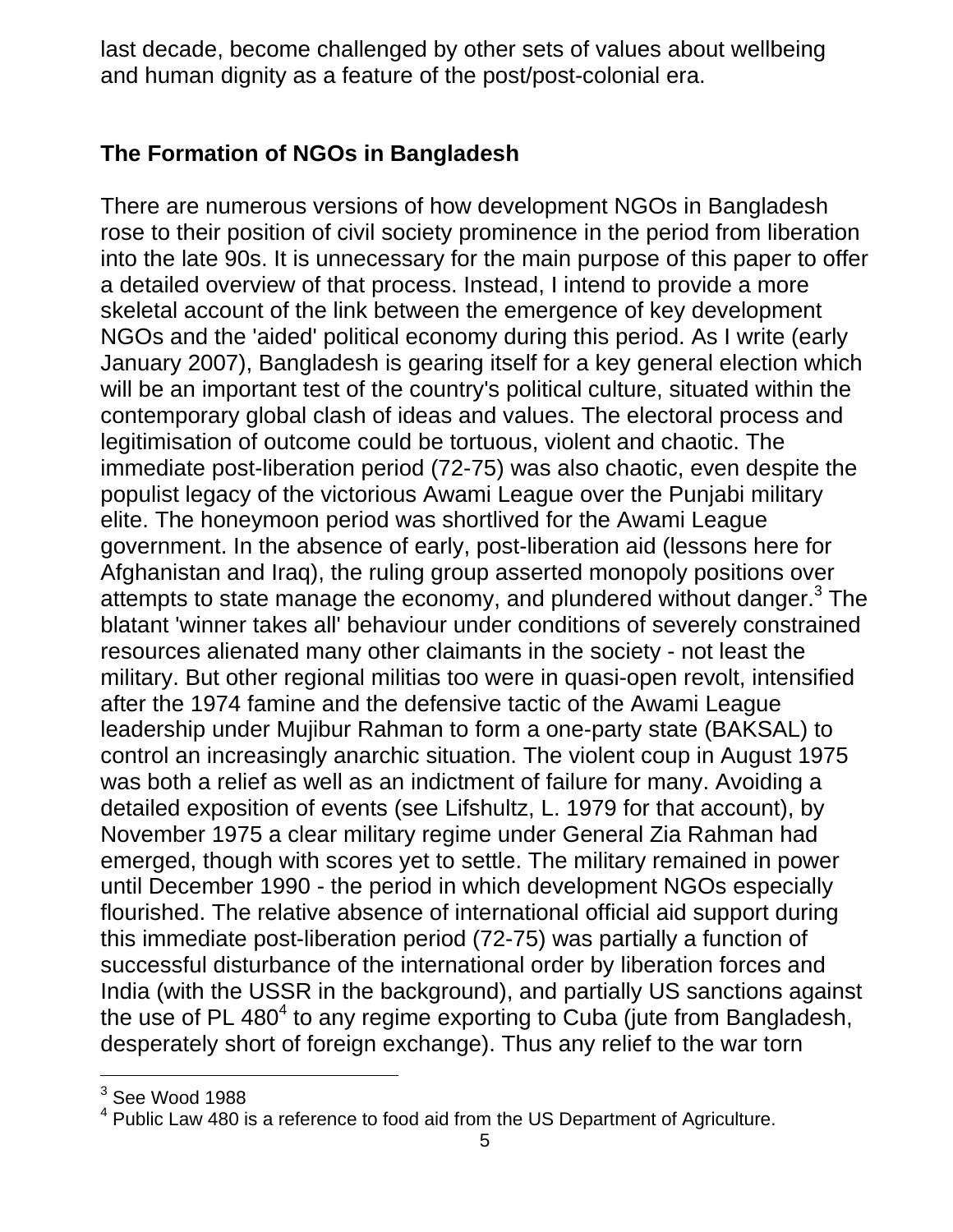last decade, become challenged by other sets of values about wellbeing and human dignity as a feature of the post/post-colonial era.

## The Formation of NGOs in Bangladesh

There are numerous versions of how development NGOs in Bangladesh rose to their position of civil society prominence in the period from liberation into the late 90s. It is unnecessary for the main purpose of this paper to offer a detailed overview of that process. Instead, I intend to provide a more skeletal account of the link between the emergence of key development NGOs and the 'aided' political economy during this period. As I write (early January 2007), Bangladesh is gearing itself for a key general election which will be an important test of the country's political culture, situated within the contemporary global clash of ideas and values. The electoral process and legitimisation of outcome could be tortuous, violent and chaotic. The immediate post-liberation period (72-75) was also chaotic, even despite the populist legacy of the victorious Awami League over the Punjabi military elite. The honeymoon period was shortlived for the Awami League government. In the absence of early, post-liberation aid (lessons here for Afghanistan and Iraq), the ruling group asserted monopoly positions over attempts to state manage the economy, and plundered without danger.[3] The blatant 'winner takes all' behaviour under conditions of severely constrained resources alienated many other claimants in the society - not least the military. But other regional militias too were in quasi-open revolt, intensified after the 1974 famine and the defensive tactic of the Awami League leadership under Mujibur Rahman to form a one-party state (BAKSAL) to control an increasingly anarchic situation. The violent coup in August 1975 was both a relief as well as an indictment of failure for many. Avoiding a detailed exposition of events (see Lifshultz, L. 1979 for that account), by November 1975 a clear military regime under General Zia Rahman had emerged, though with scores yet to settle. The military remained in power until December 1990 - the period in which development NGOs especially flourished. The relative absence of international official aid support during this immediate post-liberation period (72-75) was partially a function of successful disturbance of the international order by liberation forces and India (with the USSR in the background), and partially US sanctions against the use of PL 480[4] to any regime exporting to Cuba (jute from Bangladesh, desperately short of foreign exchange). Thus any relief to the war torn

[3] See Wood 1988

[4] Public Law 480 is a reference to food aid from the US Department of Agriculture.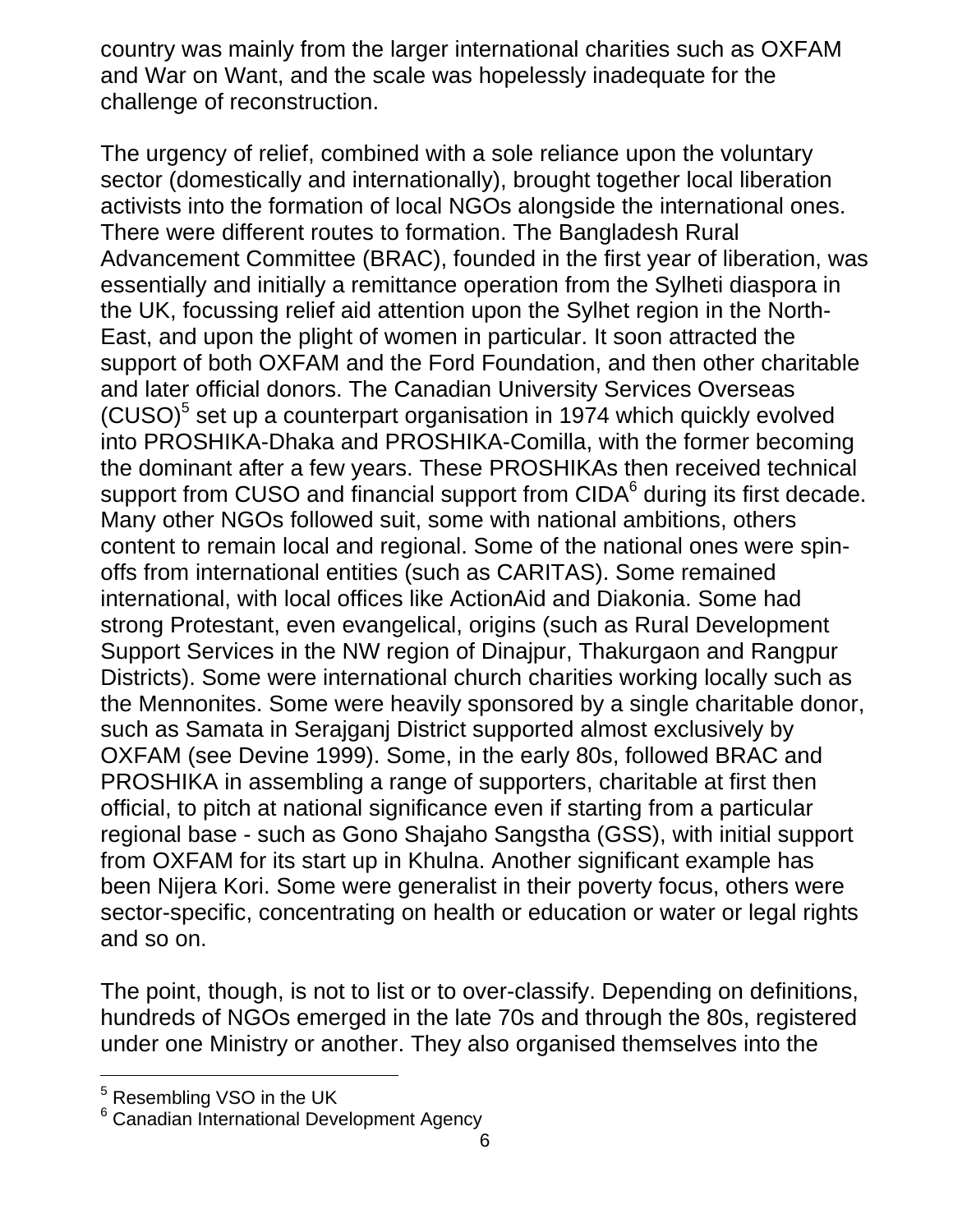country was mainly from the larger international charities such as OXFAM and War on Want, and the scale was hopelessly inadequate for the challenge of reconstruction.

The urgency of relief, combined with a sole reliance upon the voluntary sector (domestically and internationally), brought together local liberation activists into the formation of local NGOs alongside the international ones. There were different routes to formation. The Bangladesh Rural Advancement Committee (BRAC), founded in the first year of liberation, was essentially and initially a remittance operation from the Sylheti diaspora in the UK, focussing relief aid attention upon the Sylhet region in the North-East, and upon the plight of women in particular. It soon attracted the support of both OXFAM and the Ford Foundation, and then other charitable and later official donors. The Canadian University Services Overseas (CUSO)[5] set up a counterpart organisation in 1974 which quickly evolved into PROSHIKA-Dhaka and PROSHIKA-Comilla, with the former becoming the dominant after a few years. These PROSHIKAs then received technical support from CUSO and financial support from CIDA[6] during its first decade. Many other NGOs followed suit, some with national ambitions, others content to remain local and regional. Some of the national ones were spin-offs from international entities (such as CARITAS). Some remained international, with local offices like ActionAid and Diakonia. Some had strong Protestant, even evangelical, origins (such as Rural Development Support Services in the NW region of Dinajpur, Thakurgaon and Rangpur Districts). Some were international church charities working locally such as the Mennonites. Some were heavily sponsored by a single charitable donor, such as Samata in Serajganj District supported almost exclusively by OXFAM (see Devine 1999). Some, in the early 80s, followed BRAC and PROSHIKA in assembling a range of supporters, charitable at first then official, to pitch at national significance even if starting from a particular regional base - such as Gono Shajaho Sangstha (GSS), with initial support from OXFAM for its start up in Khulna. Another significant example has been Nijera Kori. Some were generalist in their poverty focus, others were sector-specific, concentrating on health or education or water or legal rights and so on.

The point, though, is not to list or to over-classify. Depending on definitions, hundreds of NGOs emerged in the late 70s and through the 80s, registered under one Ministry or another. They also organised themselves into the

[5] Resembling VSO in the UK

[6] Canadian International Development Agency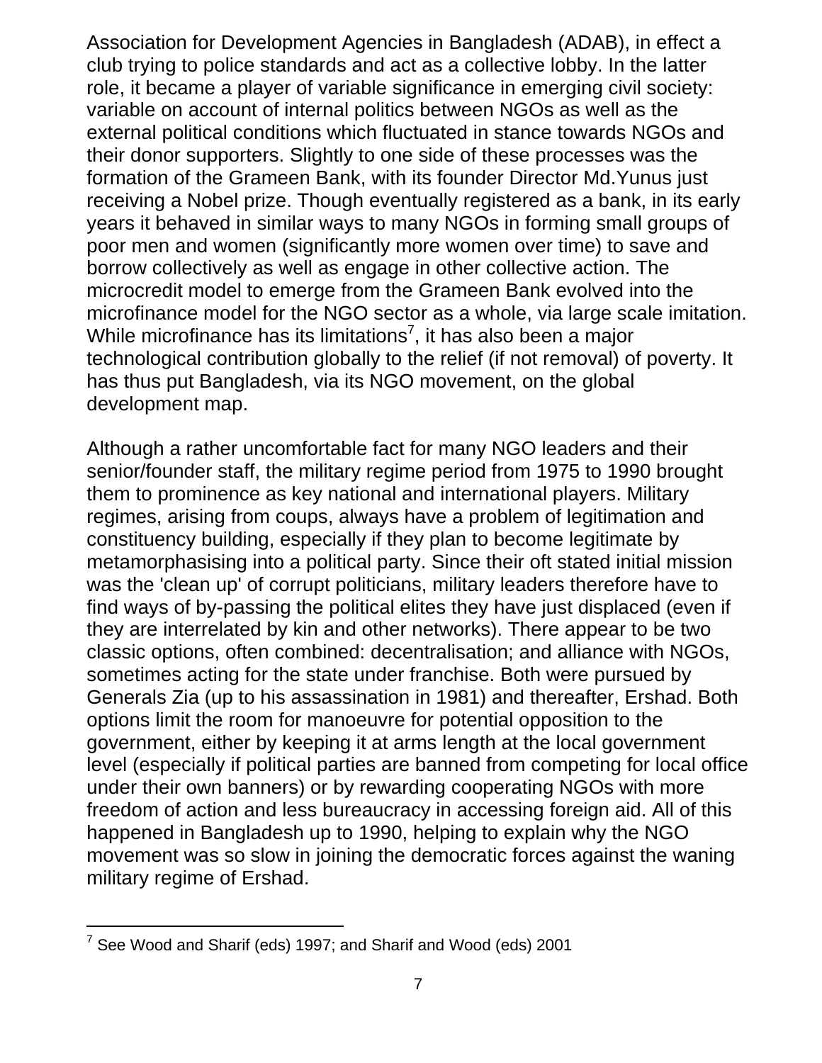Association for Development Agencies in Bangladesh (ADAB), in effect a club trying to police standards and act as a collective lobby. In the latter role, it became a player of variable significance in emerging civil society: variable on account of internal politics between NGOs as well as the external political conditions which fluctuated in stance towards NGOs and their donor supporters. Slightly to one side of these processes was the formation of the Grameen Bank, with its founder Director Md.Yunus just receiving a Nobel prize. Though eventually registered as a bank, in its early years it behaved in similar ways to many NGOs in forming small groups of poor men and women (significantly more women over time) to save and borrow collectively as well as engage in other collective action. The microcredit model to emerge from the Grameen Bank evolved into the microfinance model for the NGO sector as a whole, via large scale imitation. While microfinance has its limitations[7], it has also been a major technological contribution globally to the relief (if not removal) of poverty. It has thus put Bangladesh, via its NGO movement, on the global development map.

Although a rather uncomfortable fact for many NGO leaders and their senior/founder staff, the military regime period from 1975 to 1990 brought them to prominence as key national and international players. Military regimes, arising from coups, always have a problem of legitimation and constituency building, especially if they plan to become legitimate by metamorphasising into a political party. Since their oft stated initial mission was the 'clean up' of corrupt politicians, military leaders therefore have to find ways of by-passing the political elites they have just displaced (even if they are interrelated by kin and other networks). There appear to be two classic options, often combined: decentralisation; and alliance with NGOs, sometimes acting for the state under franchise. Both were pursued by Generals Zia (up to his assassination in 1981) and thereafter, Ershad. Both options limit the room for manoeuvre for potential opposition to the government, either by keeping it at arms length at the local government level (especially if political parties are banned from competing for local office under their own banners) or by rewarding cooperating NGOs with more freedom of action and less bureaucracy in accessing foreign aid. All of this happened in Bangladesh up to 1990, helping to explain why the NGO movement was so slow in joining the democratic forces against the waning military regime of Ershad.

---

[7] See Wood and Sharif (eds) 1997; and Sharif and Wood (eds) 2001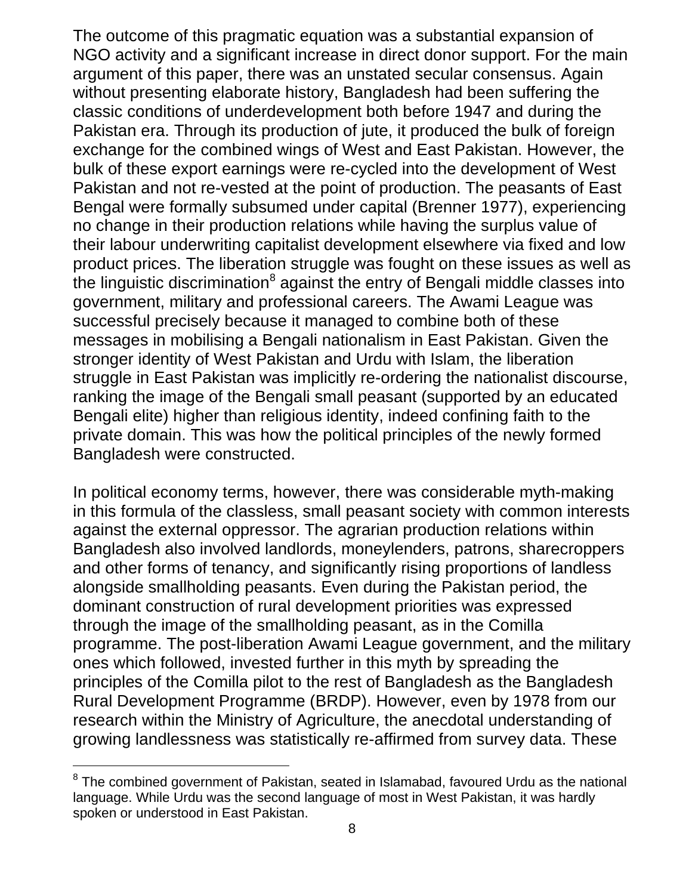The outcome of this pragmatic equation was a substantial expansion of NGO activity and a significant increase in direct donor support. For the main argument of this paper, there was an unstated secular consensus. Again without presenting elaborate history, Bangladesh had been suffering the classic conditions of underdevelopment both before 1947 and during the Pakistan era. Through its production of jute, it produced the bulk of foreign exchange for the combined wings of West and East Pakistan. However, the bulk of these export earnings were re-cycled into the development of West Pakistan and not re-vested at the point of production. The peasants of East Bengal were formally subsumed under capital (Brenner 1977), experiencing no change in their production relations while having the surplus value of their labour underwriting capitalist development elsewhere via fixed and low product prices. The liberation struggle was fought on these issues as well as the linguistic discrimination[8] against the entry of Bengali middle classes into government, military and professional careers. The Awami League was successful precisely because it managed to combine both of these messages in mobilising a Bengali nationalism in East Pakistan. Given the stronger identity of West Pakistan and Urdu with Islam, the liberation struggle in East Pakistan was implicitly re-ordering the nationalist discourse, ranking the image of the Bengali small peasant (supported by an educated Bengali elite) higher than religious identity, indeed confining faith to the private domain. This was how the political principles of the newly formed Bangladesh were constructed.

In political economy terms, however, there was considerable myth-making in this formula of the classless, small peasant society with common interests against the external oppressor. The agrarian production relations within Bangladesh also involved landlords, moneylenders, patrons, sharecroppers and other forms of tenancy, and significantly rising proportions of landless alongside smallholding peasants. Even during the Pakistan period, the dominant construction of rural development priorities was expressed through the image of the smallholding peasant, as in the Comilla programme. The post-liberation Awami League government, and the military ones which followed, invested further in this myth by spreading the principles of the Comilla pilot to the rest of Bangladesh as the Bangladesh Rural Development Programme (BRDP). However, even by 1978 from our research within the Ministry of Agriculture, the anecdotal understanding of growing landlessness was statistically re-affirmed from survey data. These

[8] The combined government of Pakistan, seated in Islamabad, favoured Urdu as the national language. While Urdu was the second language of most in West Pakistan, it was hardly spoken or understood in East Pakistan.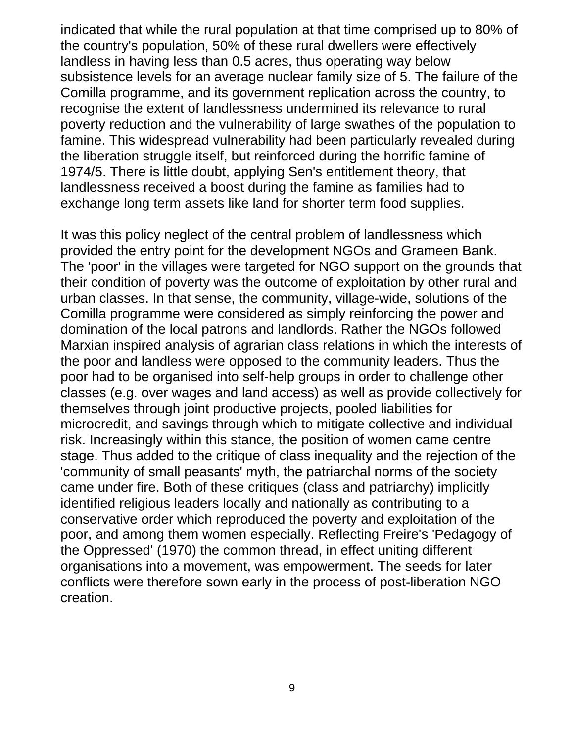indicated that while the rural population at that time comprised up to 80% of the country's population, 50% of these rural dwellers were effectively landless in having less than 0.5 acres, thus operating way below subsistence levels for an average nuclear family size of 5. The failure of the Comilla programme, and its government replication across the country, to recognise the extent of landlessness undermined its relevance to rural poverty reduction and the vulnerability of large swathes of the population to famine. This widespread vulnerability had been particularly revealed during the liberation struggle itself, but reinforced during the horrific famine of 1974/5. There is little doubt, applying Sen's entitlement theory, that landlessness received a boost during the famine as families had to exchange long term assets like land for shorter term food supplies.

It was this policy neglect of the central problem of landlessness which provided the entry point for the development NGOs and Grameen Bank. The 'poor' in the villages were targeted for NGO support on the grounds that their condition of poverty was the outcome of exploitation by other rural and urban classes. In that sense, the community, village-wide, solutions of the Comilla programme were considered as simply reinforcing the power and domination of the local patrons and landlords. Rather the NGOs followed Marxian inspired analysis of agrarian class relations in which the interests of the poor and landless were opposed to the community leaders. Thus the poor had to be organised into self-help groups in order to challenge other classes (e.g. over wages and land access) as well as provide collectively for themselves through joint productive projects, pooled liabilities for microcredit, and savings through which to mitigate collective and individual risk. Increasingly within this stance, the position of women came centre stage. Thus added to the critique of class inequality and the rejection of the 'community of small peasants' myth, the patriarchal norms of the society came under fire. Both of these critiques (class and patriarchy) implicitly identified religious leaders locally and nationally as contributing to a conservative order which reproduced the poverty and exploitation of the poor, and among them women especially. Reflecting Freire's 'Pedagogy of the Oppressed' (1970) the common thread, in effect uniting different organisations into a movement, was empowerment. The seeds for later conflicts were therefore sown early in the process of post-liberation NGO creation.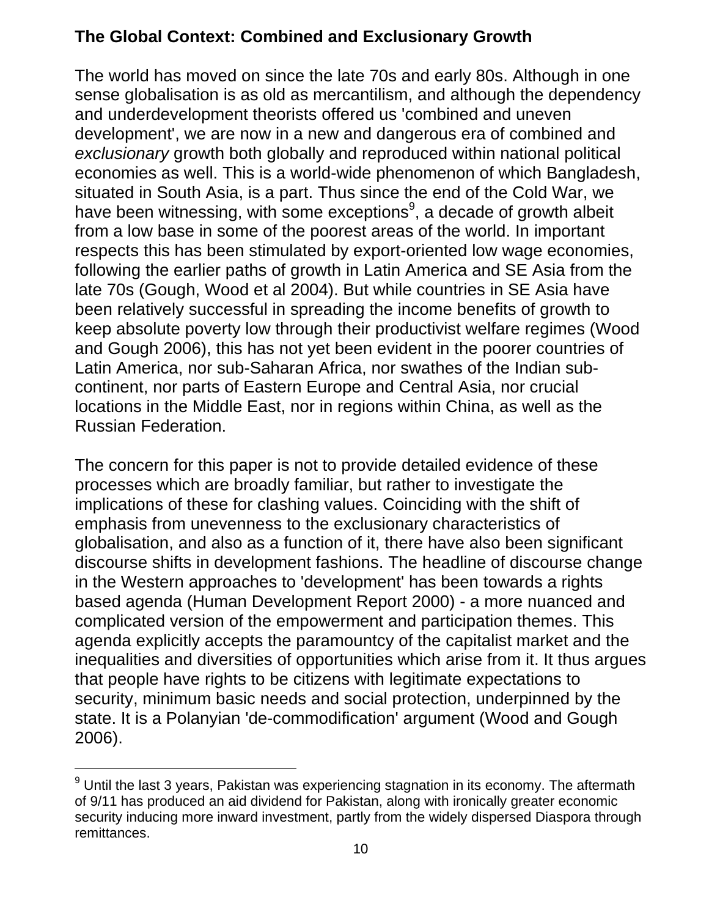## The Global Context: Combined and Exclusionary Growth

The world has moved on since the late 70s and early 80s. Although in one sense globalisation is as old as mercantilism, and although the dependency and underdevelopment theorists offered us 'combined and uneven development', we are now in a new and dangerous era of combined and *exclusionary* growth both globally and reproduced within national political economies as well. This is a world-wide phenomenon of which Bangladesh, situated in South Asia, is a part. Thus since the end of the Cold War, we have been witnessing, with some exceptions[9], a decade of growth albeit from a low base in some of the poorest areas of the world. In important respects this has been stimulated by export-oriented low wage economies, following the earlier paths of growth in Latin America and SE Asia from the late 70s (Gough, Wood et al 2004). But while countries in SE Asia have been relatively successful in spreading the income benefits of growth to keep absolute poverty low through their productivist welfare regimes (Wood and Gough 2006), this has not yet been evident in the poorer countries of Latin America, nor sub-Saharan Africa, nor swathes of the Indian sub-continent, nor parts of Eastern Europe and Central Asia, nor crucial locations in the Middle East, nor in regions within China, as well as the Russian Federation.

The concern for this paper is not to provide detailed evidence of these processes which are broadly familiar, but rather to investigate the implications of these for clashing values. Coinciding with the shift of emphasis from unevenness to the exclusionary characteristics of globalisation, and also as a function of it, there have also been significant discourse shifts in development fashions. The headline of discourse change in the Western approaches to 'development' has been towards a rights based agenda (Human Development Report 2000) - a more nuanced and complicated version of the empowerment and participation themes. This agenda explicitly accepts the paramountcy of the capitalist market and the inequalities and diversities of opportunities which arise from it. It thus argues that people have rights to be citizens with legitimate expectations to security, minimum basic needs and social protection, underpinned by the state. It is a Polanyian 'de-commodification' argument (Wood and Gough 2006).

---

[9] Until the last 3 years, Pakistan was experiencing stagnation in its economy. The aftermath of 9/11 has produced an aid dividend for Pakistan, along with ironically greater economic security inducing more inward investment, partly from the widely dispersed Diaspora through remittances.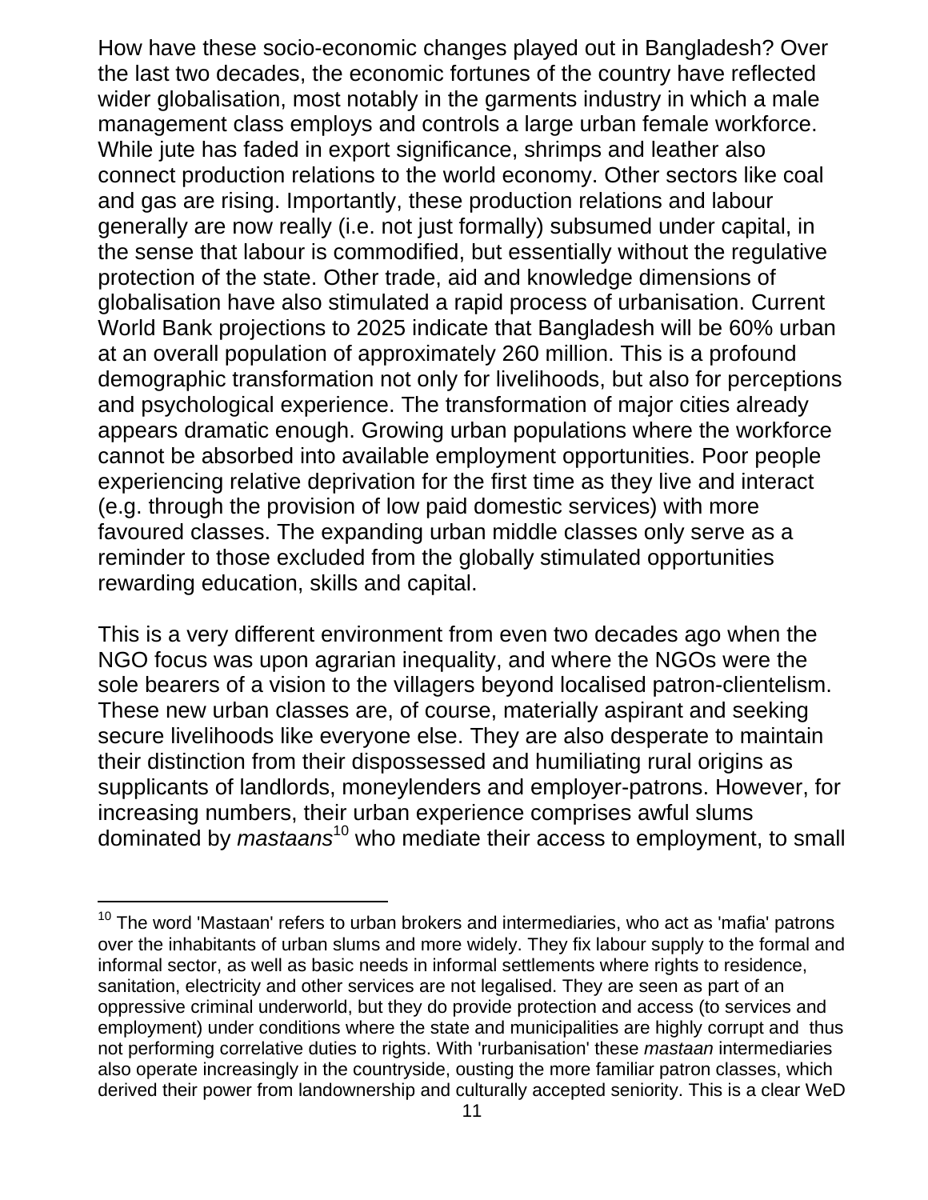How have these socio-economic changes played out in Bangladesh? Over the last two decades, the economic fortunes of the country have reflected wider globalisation, most notably in the garments industry in which a male management class employs and controls a large urban female workforce. While jute has faded in export significance, shrimps and leather also connect production relations to the world economy. Other sectors like coal and gas are rising. Importantly, these production relations and labour generally are now really (i.e. not just formally) subsumed under capital, in the sense that labour is commodified, but essentially without the regulative protection of the state. Other trade, aid and knowledge dimensions of globalisation have also stimulated a rapid process of urbanisation. Current World Bank projections to 2025 indicate that Bangladesh will be 60% urban at an overall population of approximately 260 million. This is a profound demographic transformation not only for livelihoods, but also for perceptions and psychological experience. The transformation of major cities already appears dramatic enough. Growing urban populations where the workforce cannot be absorbed into available employment opportunities. Poor people experiencing relative deprivation for the first time as they live and interact (e.g. through the provision of low paid domestic services) with more favoured classes. The expanding urban middle classes only serve as a reminder to those excluded from the globally stimulated opportunities rewarding education, skills and capital.

This is a very different environment from even two decades ago when the NGO focus was upon agrarian inequality, and where the NGOs were the sole bearers of a vision to the villagers beyond localised patron-clientelism. These new urban classes are, of course, materially aspirant and seeking secure livelihoods like everyone else. They are also desperate to maintain their distinction from their dispossessed and humiliating rural origins as supplicants of landlords, moneylenders and employer-patrons. However, for increasing numbers, their urban experience comprises awful slums dominated by *mastaans*[10] who mediate their access to employment, to small

[10] The word 'Mastaan' refers to urban brokers and intermediaries, who act as 'mafia' patrons over the inhabitants of urban slums and more widely. They fix labour supply to the formal and informal sector, as well as basic needs in informal settlements where rights to residence, sanitation, electricity and other services are not legalised. They are seen as part of an oppressive criminal underworld, but they do provide protection and access (to services and employment) under conditions where the state and municipalities are highly corrupt and thus not performing correlative duties to rights. With 'rurbanisation' these *mastaan* intermediaries also operate increasingly in the countryside, ousting the more familiar patron classes, which derived their power from landownership and culturally accepted seniority. This is a clear WeD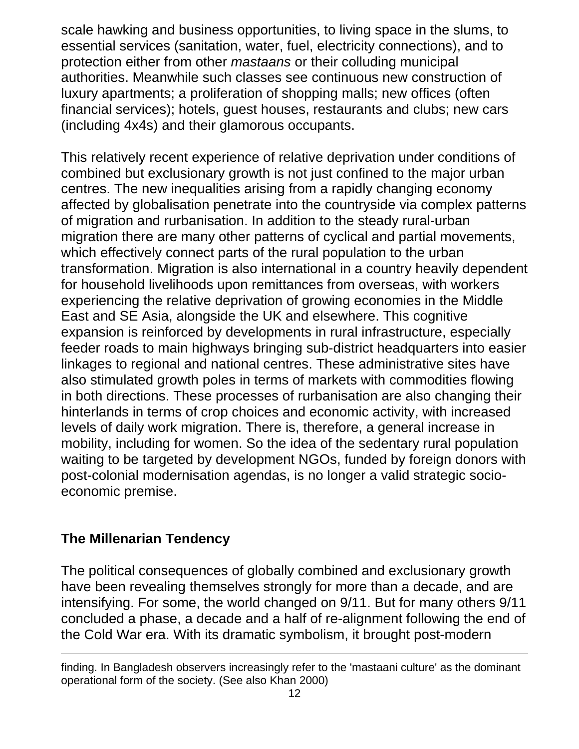scale hawking and business opportunities, to living space in the slums, to essential services (sanitation, water, fuel, electricity connections), and to protection either from other *mastaans* or their colluding municipal authorities. Meanwhile such classes see continuous new construction of luxury apartments; a proliferation of shopping malls; new offices (often financial services); hotels, guest houses, restaurants and clubs; new cars (including 4x4s) and their glamorous occupants.

This relatively recent experience of relative deprivation under conditions of combined but exclusionary growth is not just confined to the major urban centres. The new inequalities arising from a rapidly changing economy affected by globalisation penetrate into the countryside via complex patterns of migration and rurbanisation. In addition to the steady rural-urban migration there are many other patterns of cyclical and partial movements, which effectively connect parts of the rural population to the urban transformation. Migration is also international in a country heavily dependent for household livelihoods upon remittances from overseas, with workers experiencing the relative deprivation of growing economies in the Middle East and SE Asia, alongside the UK and elsewhere. This cognitive expansion is reinforced by developments in rural infrastructure, especially feeder roads to main highways bringing sub-district headquarters into easier linkages to regional and national centres. These administrative sites have also stimulated growth poles in terms of markets with commodities flowing in both directions. These processes of rurbanisation are also changing their hinterlands in terms of crop choices and economic activity, with increased levels of daily work migration. There is, therefore, a general increase in mobility, including for women. So the idea of the sedentary rural population waiting to be targeted by development NGOs, funded by foreign donors with post-colonial modernisation agendas, is no longer a valid strategic socio-economic premise.

## The Millenarian Tendency

The political consequences of globally combined and exclusionary growth have been revealing themselves strongly for more than a decade, and are intensifying. For some, the world changed on 9/11. But for many others 9/11 concluded a phase, a decade and a half of re-alignment following the end of the Cold War era. With its dramatic symbolism, it brought post-modern

---

finding. In Bangladesh observers increasingly refer to the 'mastaani culture' as the dominant operational form of the society. (See also Khan 2000)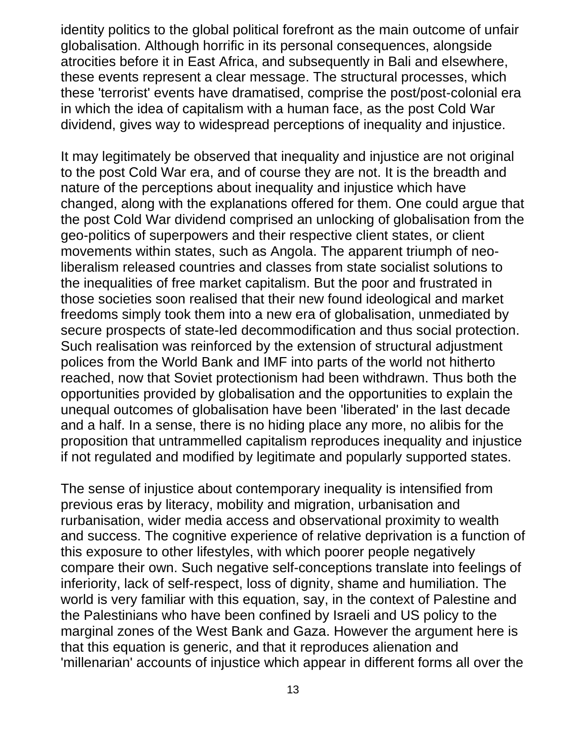identity politics to the global political forefront as the main outcome of unfair globalisation. Although horrific in its personal consequences, alongside atrocities before it in East Africa, and subsequently in Bali and elsewhere, these events represent a clear message. The structural processes, which these 'terrorist' events have dramatised, comprise the post/post-colonial era in which the idea of capitalism with a human face, as the post Cold War dividend, gives way to widespread perceptions of inequality and injustice.

It may legitimately be observed that inequality and injustice are not original to the post Cold War era, and of course they are not. It is the breadth and nature of the perceptions about inequality and injustice which have changed, along with the explanations offered for them. One could argue that the post Cold War dividend comprised an unlocking of globalisation from the geo-politics of superpowers and their respective client states, or client movements within states, such as Angola. The apparent triumph of neo-liberalism released countries and classes from state socialist solutions to the inequalities of free market capitalism. But the poor and frustrated in those societies soon realised that their new found ideological and market freedoms simply took them into a new era of globalisation, unmediated by secure prospects of state-led decommodification and thus social protection. Such realisation was reinforced by the extension of structural adjustment polices from the World Bank and IMF into parts of the world not hitherto reached, now that Soviet protectionism had been withdrawn. Thus both the opportunities provided by globalisation and the opportunities to explain the unequal outcomes of globalisation have been 'liberated' in the last decade and a half. In a sense, there is no hiding place any more, no alibis for the proposition that untrammelled capitalism reproduces inequality and injustice if not regulated and modified by legitimate and popularly supported states.

The sense of injustice about contemporary inequality is intensified from previous eras by literacy, mobility and migration, urbanisation and rurbanisation, wider media access and observational proximity to wealth and success. The cognitive experience of relative deprivation is a function of this exposure to other lifestyles, with which poorer people negatively compare their own. Such negative self-conceptions translate into feelings of inferiority, lack of self-respect, loss of dignity, shame and humiliation. The world is very familiar with this equation, say, in the context of Palestine and the Palestinians who have been confined by Israeli and US policy to the marginal zones of the West Bank and Gaza. However the argument here is that this equation is generic, and that it reproduces alienation and 'millenarian' accounts of injustice which appear in different forms all over the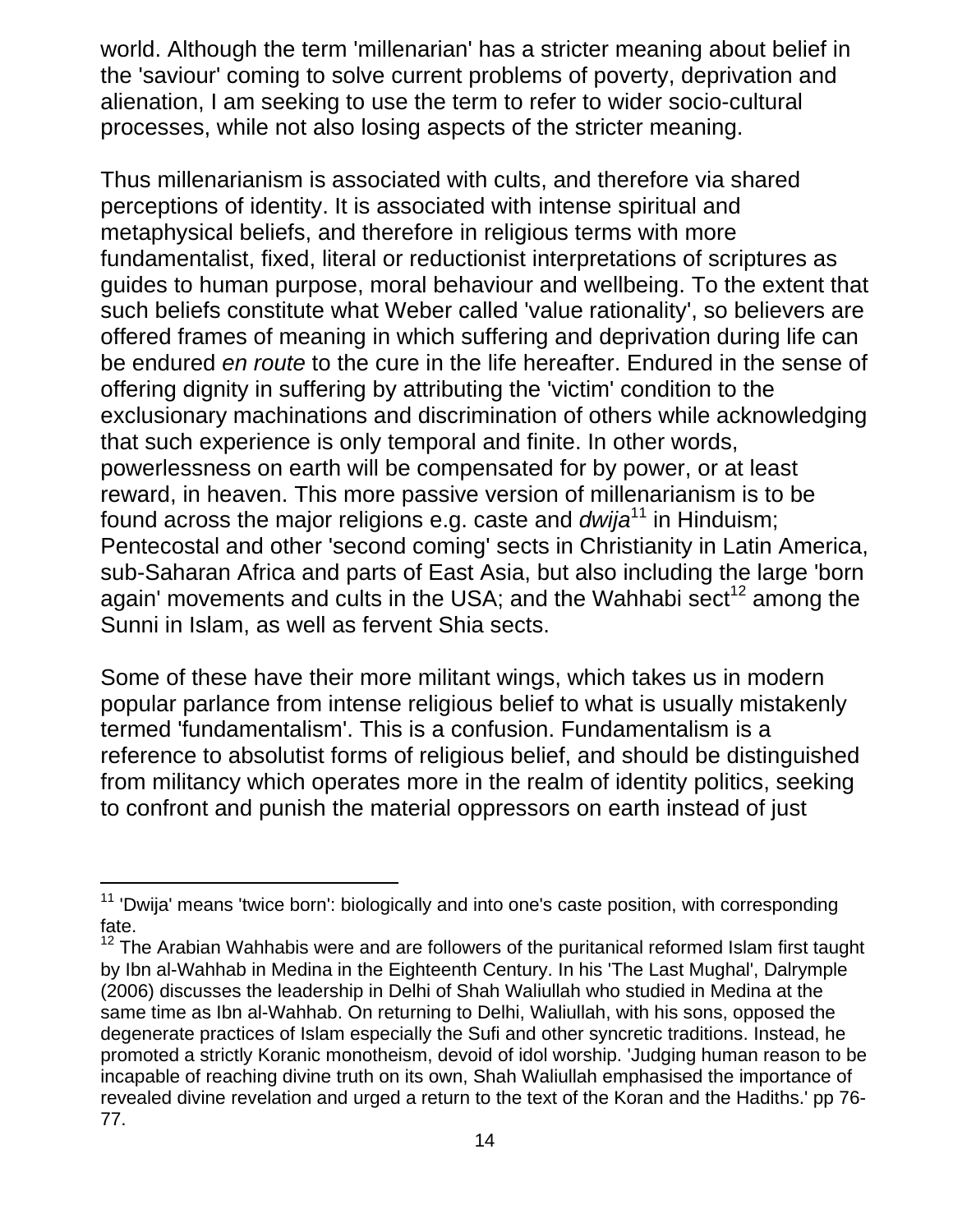world. Although the term 'millenarian' has a stricter meaning about belief in the 'saviour' coming to solve current problems of poverty, deprivation and alienation, I am seeking to use the term to refer to wider socio-cultural processes, while not also losing aspects of the stricter meaning.

Thus millenarianism is associated with cults, and therefore via shared perceptions of identity. It is associated with intense spiritual and metaphysical beliefs, and therefore in religious terms with more fundamentalist, fixed, literal or reductionist interpretations of scriptures as guides to human purpose, moral behaviour and wellbeing. To the extent that such beliefs constitute what Weber called 'value rationality', so believers are offered frames of meaning in which suffering and deprivation during life can be endured *en route* to the cure in the life hereafter. Endured in the sense of offering dignity in suffering by attributing the 'victim' condition to the exclusionary machinations and discrimination of others while acknowledging that such experience is only temporal and finite. In other words, powerlessness on earth will be compensated for by power, or at least reward, in heaven. This more passive version of millenarianism is to be found across the major religions e.g. caste and *dwija*[11] in Hinduism; Pentecostal and other 'second coming' sects in Christianity in Latin America, sub-Saharan Africa and parts of East Asia, but also including the large 'born again' movements and cults in the USA; and the Wahhabi sect[12] among the Sunni in Islam, as well as fervent Shia sects.

Some of these have their more militant wings, which takes us in modern popular parlance from intense religious belief to what is usually mistakenly termed 'fundamentalism'. This is a confusion. Fundamentalism is a reference to absolutist forms of religious belief, and should be distinguished from militancy which operates more in the realm of identity politics, seeking to confront and punish the material oppressors on earth instead of just

---

[11] 'Dwija' means 'twice born': biologically and into one's caste position, with corresponding fate.

[12] The Arabian Wahhabis were and are followers of the puritanical reformed Islam first taught by Ibn al-Wahhab in Medina in the Eighteenth Century. In his 'The Last Mughal', Dalrymple (2006) discusses the leadership in Delhi of Shah Waliullah who studied in Medina at the same time as Ibn al-Wahhab. On returning to Delhi, Waliullah, with his sons, opposed the degenerate practices of Islam especially the Sufi and other syncretic traditions. Instead, he promoted a strictly Koranic monotheism, devoid of idol worship. 'Judging human reason to be incapable of reaching divine truth on its own, Shah Waliullah emphasised the importance of revealed divine revelation and urged a return to the text of the Koran and the Hadiths.' pp 76-77.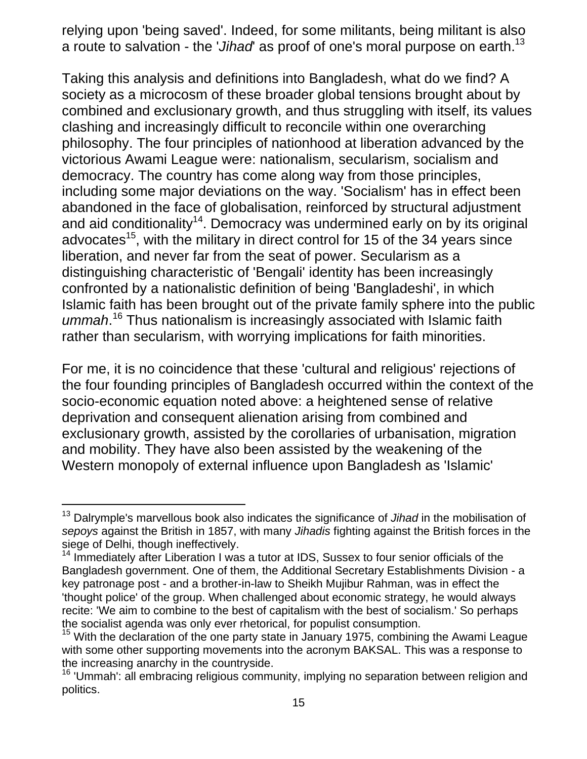relying upon 'being saved'. Indeed, for some militants, being militant is also a route to salvation - the '*Jihad*' as proof of one's moral purpose on earth.[13]

Taking this analysis and definitions into Bangladesh, what do we find? A society as a microcosm of these broader global tensions brought about by combined and exclusionary growth, and thus struggling with itself, its values clashing and increasingly difficult to reconcile within one overarching philosophy. The four principles of nationhood at liberation advanced by the victorious Awami League were: nationalism, secularism, socialism and democracy. The country has come along way from those principles, including some major deviations on the way. 'Socialism' has in effect been abandoned in the face of globalisation, reinforced by structural adjustment and aid conditionality[14]. Democracy was undermined early on by its original advocates[15], with the military in direct control for 15 of the 34 years since liberation, and never far from the seat of power. Secularism as a distinguishing characteristic of 'Bengali' identity has been increasingly confronted by a nationalistic definition of being 'Bangladeshi', in which Islamic faith has been brought out of the private family sphere into the public *ummah*.[16] Thus nationalism is increasingly associated with Islamic faith rather than secularism, with worrying implications for faith minorities.

For me, it is no coincidence that these 'cultural and religious' rejections of the four founding principles of Bangladesh occurred within the context of the socio-economic equation noted above: a heightened sense of relative deprivation and consequent alienation arising from combined and exclusionary growth, assisted by the corollaries of urbanisation, migration and mobility. They have also been assisted by the weakening of the Western monopoly of external influence upon Bangladesh as 'Islamic'

---

[13] Dalrymple's marvellous book also indicates the significance of *Jihad* in the mobilisation of *sepoys* against the British in 1857, with many *Jihadis* fighting against the British forces in the siege of Delhi, though ineffectively.

[14] Immediately after Liberation I was a tutor at IDS, Sussex to four senior officials of the Bangladesh government. One of them, the Additional Secretary Establishments Division - a key patronage post - and a brother-in-law to Sheikh Mujibur Rahman, was in effect the 'thought police' of the group. When challenged about economic strategy, he would always recite: 'We aim to combine to the best of capitalism with the best of socialism.' So perhaps the socialist agenda was only ever rhetorical, for populist consumption.

[15] With the declaration of the one party state in January 1975, combining the Awami League with some other supporting movements into the acronym BAKSAL. This was a response to the increasing anarchy in the countryside.

[16] 'Ummah': all embracing religious community, implying no separation between religion and politics.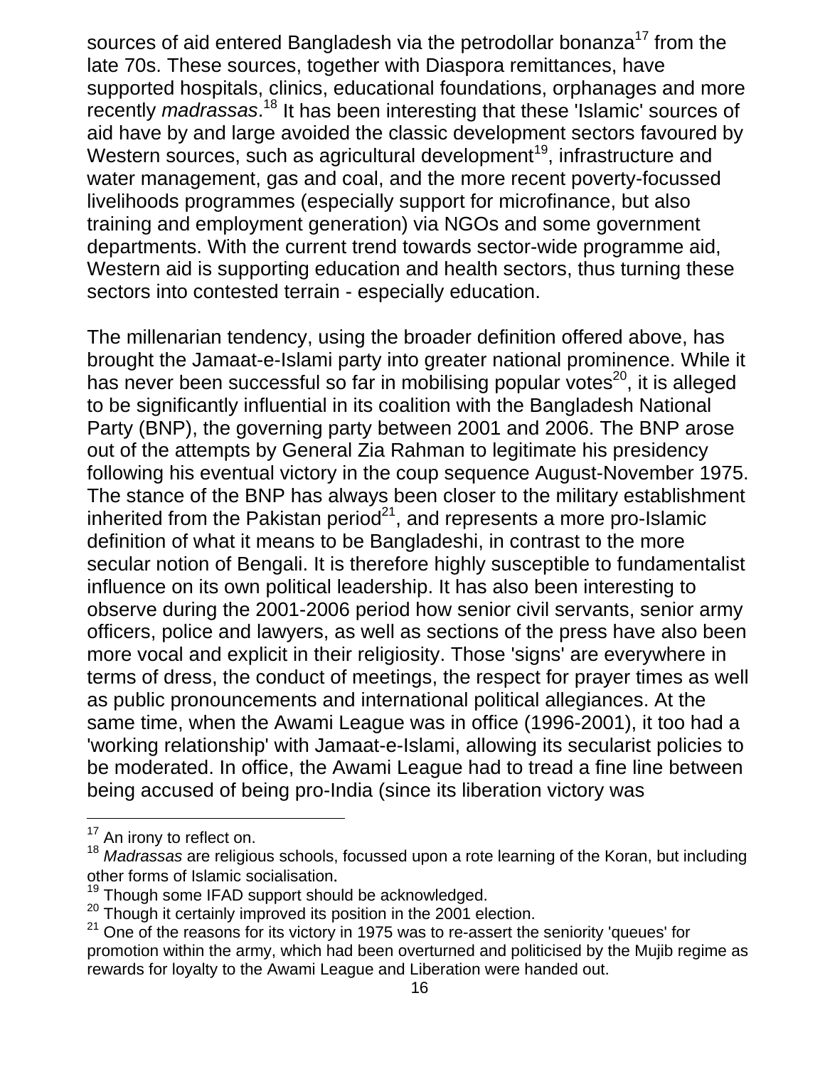sources of aid entered Bangladesh via the petrodollar bonanza[17] from the late 70s. These sources, together with Diaspora remittances, have supported hospitals, clinics, educational foundations, orphanages and more recently *madrassas*.[18] It has been interesting that these 'Islamic' sources of aid have by and large avoided the classic development sectors favoured by Western sources, such as agricultural development[19], infrastructure and water management, gas and coal, and the more recent poverty-focussed livelihoods programmes (especially support for microfinance, but also training and employment generation) via NGOs and some government departments. With the current trend towards sector-wide programme aid, Western aid is supporting education and health sectors, thus turning these sectors into contested terrain - especially education.

The millenarian tendency, using the broader definition offered above, has brought the Jamaat-e-Islami party into greater national prominence. While it has never been successful so far in mobilising popular votes[20], it is alleged to be significantly influential in its coalition with the Bangladesh National Party (BNP), the governing party between 2001 and 2006. The BNP arose out of the attempts by General Zia Rahman to legitimate his presidency following his eventual victory in the coup sequence August-November 1975. The stance of the BNP has always been closer to the military establishment inherited from the Pakistan period[21], and represents a more pro-Islamic definition of what it means to be Bangladeshi, in contrast to the more secular notion of Bengali. It is therefore highly susceptible to fundamentalist influence on its own political leadership. It has also been interesting to observe during the 2001-2006 period how senior civil servants, senior army officers, police and lawyers, as well as sections of the press have also been more vocal and explicit in their religiosity. Those 'signs' are everywhere in terms of dress, the conduct of meetings, the respect for prayer times as well as public pronouncements and international political allegiances. At the same time, when the Awami League was in office (1996-2001), it too had a 'working relationship' with Jamaat-e-Islami, allowing its secularist policies to be moderated. In office, the Awami League had to tread a fine line between being accused of being pro-India (since its liberation victory was

---

[17] An irony to reflect on.

[18] *Madrassas* are religious schools, focussed upon a rote learning of the Koran, but including other forms of Islamic socialisation.

[19] Though some IFAD support should be acknowledged.

[20] Though it certainly improved its position in the 2001 election.

[21] One of the reasons for its victory in 1975 was to re-assert the seniority 'queues' for promotion within the army, which had been overturned and politicised by the Mujib regime as rewards for loyalty to the Awami League and Liberation were handed out.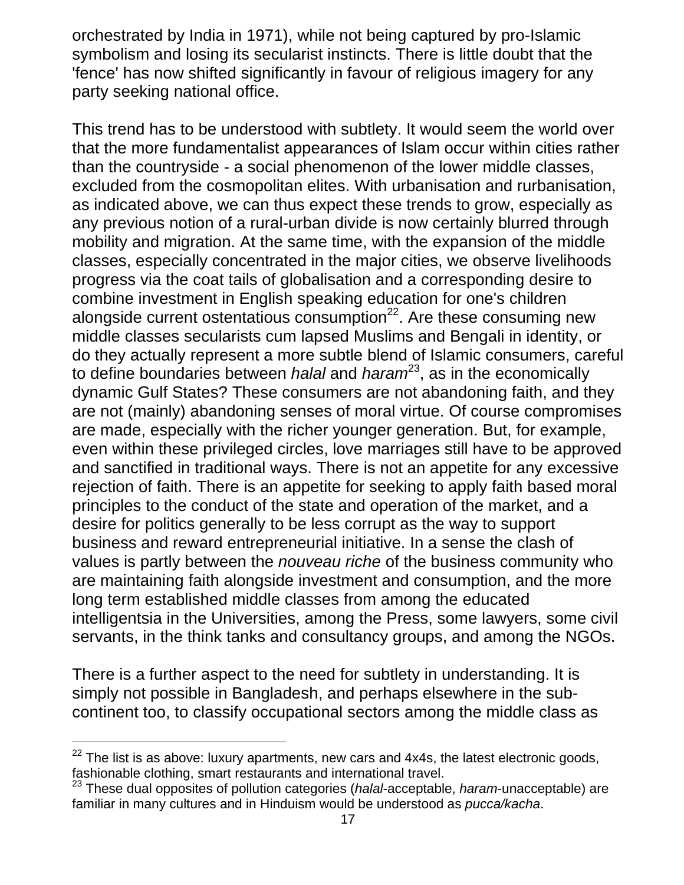orchestrated by India in 1971), while not being captured by pro-Islamic symbolism and losing its secularist instincts. There is little doubt that the 'fence' has now shifted significantly in favour of religious imagery for any party seeking national office.

This trend has to be understood with subtlety. It would seem the world over that the more fundamentalist appearances of Islam occur within cities rather than the countryside - a social phenomenon of the lower middle classes, excluded from the cosmopolitan elites. With urbanisation and rurbanisation, as indicated above, we can thus expect these trends to grow, especially as any previous notion of a rural-urban divide is now certainly blurred through mobility and migration. At the same time, with the expansion of the middle classes, especially concentrated in the major cities, we observe livelihoods progress via the coat tails of globalisation and a corresponding desire to combine investment in English speaking education for one's children alongside current ostentatious consumption[22]. Are these consuming new middle classes secularists cum lapsed Muslims and Bengali in identity, or do they actually represent a more subtle blend of Islamic consumers, careful to define boundaries between *halal* and *haram*[23], as in the economically dynamic Gulf States? These consumers are not abandoning faith, and they are not (mainly) abandoning senses of moral virtue. Of course compromises are made, especially with the richer younger generation. But, for example, even within these privileged circles, love marriages still have to be approved and sanctified in traditional ways. There is not an appetite for any excessive rejection of faith. There is an appetite for seeking to apply faith based moral principles to the conduct of the state and operation of the market, and a desire for politics generally to be less corrupt as the way to support business and reward entrepreneurial initiative. In a sense the clash of values is partly between the *nouveau riche* of the business community who are maintaining faith alongside investment and consumption, and the more long term established middle classes from among the educated intelligentsia in the Universities, among the Press, some lawyers, some civil servants, in the think tanks and consultancy groups, and among the NGOs.

There is a further aspect to the need for subtlety in understanding. It is simply not possible in Bangladesh, and perhaps elsewhere in the sub-continent too, to classify occupational sectors among the middle class as

---

[22] The list is as above: luxury apartments, new cars and 4x4s, the latest electronic goods, fashionable clothing, smart restaurants and international travel.

[23] These dual opposites of pollution categories (*halal*-acceptable, *haram*-unacceptable) are familiar in many cultures and in Hinduism would be understood as *pucca/kacha*.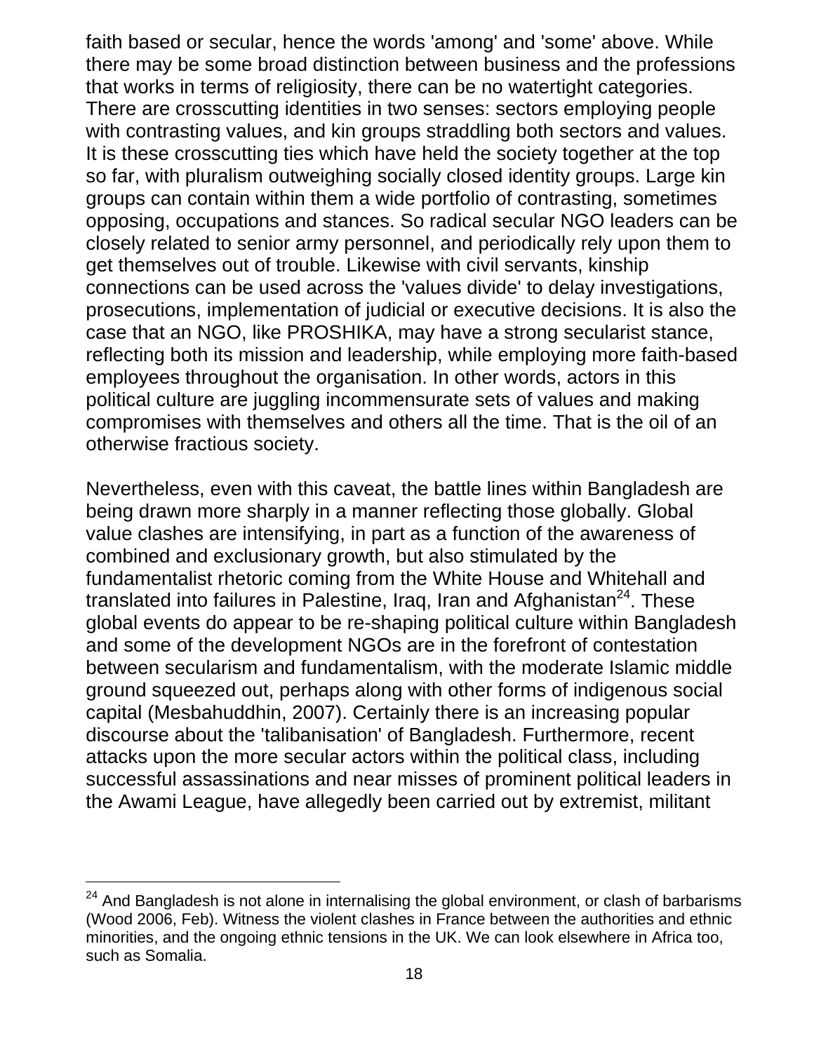faith based or secular, hence the words 'among' and 'some' above. While there may be some broad distinction between business and the professions that works in terms of religiosity, there can be no watertight categories. There are crosscutting identities in two senses: sectors employing people with contrasting values, and kin groups straddling both sectors and values. It is these crosscutting ties which have held the society together at the top so far, with pluralism outweighing socially closed identity groups. Large kin groups can contain within them a wide portfolio of contrasting, sometimes opposing, occupations and stances. So radical secular NGO leaders can be closely related to senior army personnel, and periodically rely upon them to get themselves out of trouble. Likewise with civil servants, kinship connections can be used across the 'values divide' to delay investigations, prosecutions, implementation of judicial or executive decisions. It is also the case that an NGO, like PROSHIKA, may have a strong secularist stance, reflecting both its mission and leadership, while employing more faith-based employees throughout the organisation. In other words, actors in this political culture are juggling incommensurate sets of values and making compromises with themselves and others all the time. That is the oil of an otherwise fractious society.

Nevertheless, even with this caveat, the battle lines within Bangladesh are being drawn more sharply in a manner reflecting those globally. Global value clashes are intensifying, in part as a function of the awareness of combined and exclusionary growth, but also stimulated by the fundamentalist rhetoric coming from the White House and Whitehall and translated into failures in Palestine, Iraq, Iran and Afghanistan[24]. These global events do appear to be re-shaping political culture within Bangladesh and some of the development NGOs are in the forefront of contestation between secularism and fundamentalism, with the moderate Islamic middle ground squeezed out, perhaps along with other forms of indigenous social capital (Mesbahuddhin, 2007). Certainly there is an increasing popular discourse about the 'talibanisation' of Bangladesh. Furthermore, recent attacks upon the more secular actors within the political class, including successful assassinations and near misses of prominent political leaders in the Awami League, have allegedly been carried out by extremist, militant

[24] And Bangladesh is not alone in internalising the global environment, or clash of barbarisms (Wood 2006, Feb). Witness the violent clashes in France between the authorities and ethnic minorities, and the ongoing ethnic tensions in the UK. We can look elsewhere in Africa too, such as Somalia.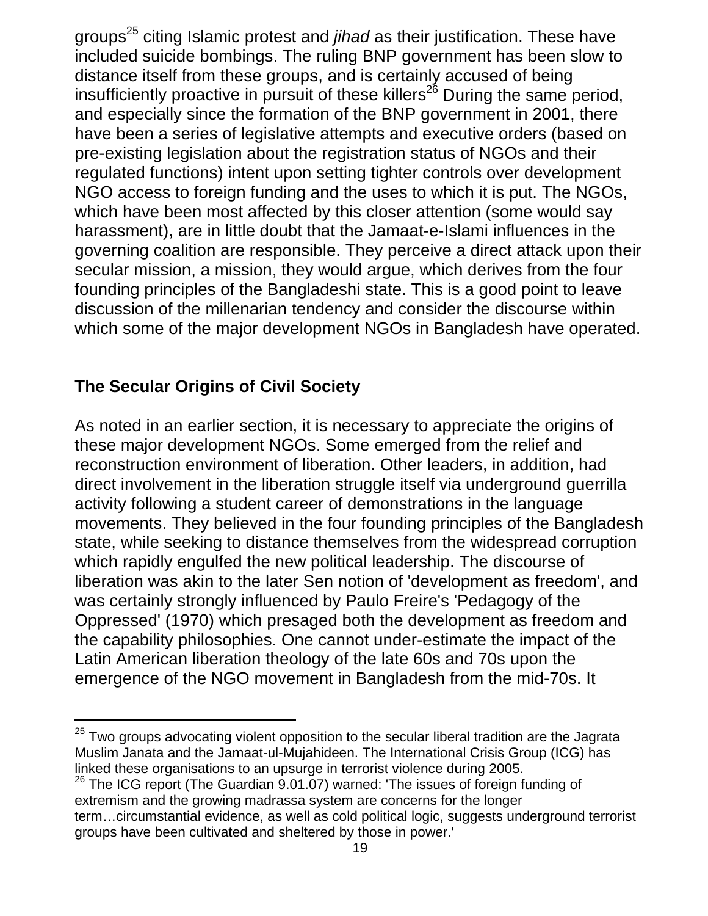groups[25] citing Islamic protest and *jihad* as their justification. These have included suicide bombings. The ruling BNP government has been slow to distance itself from these groups, and is certainly accused of being insufficiently proactive in pursuit of these killers[26] During the same period, and especially since the formation of the BNP government in 2001, there have been a series of legislative attempts and executive orders (based on pre-existing legislation about the registration status of NGOs and their regulated functions) intent upon setting tighter controls over development NGO access to foreign funding and the uses to which it is put. The NGOs, which have been most affected by this closer attention (some would say harassment), are in little doubt that the Jamaat-e-Islami influences in the governing coalition are responsible. They perceive a direct attack upon their secular mission, a mission, they would argue, which derives from the four founding principles of the Bangladeshi state. This is a good point to leave discussion of the millenarian tendency and consider the discourse within which some of the major development NGOs in Bangladesh have operated.

## The Secular Origins of Civil Society

As noted in an earlier section, it is necessary to appreciate the origins of these major development NGOs. Some emerged from the relief and reconstruction environment of liberation. Other leaders, in addition, had direct involvement in the liberation struggle itself via underground guerrilla activity following a student career of demonstrations in the language movements. They believed in the four founding principles of the Bangladesh state, while seeking to distance themselves from the widespread corruption which rapidly engulfed the new political leadership. The discourse of liberation was akin to the later Sen notion of 'development as freedom', and was certainly strongly influenced by Paulo Freire's 'Pedagogy of the Oppressed' (1970) which presaged both the development as freedom and the capability philosophies. One cannot under-estimate the impact of the Latin American liberation theology of the late 60s and 70s upon the emergence of the NGO movement in Bangladesh from the mid-70s. It

---

[25] Two groups advocating violent opposition to the secular liberal tradition are the Jagrata Muslim Janata and the Jamaat-ul-Mujahideen. The International Crisis Group (ICG) has linked these organisations to an upsurge in terrorist violence during 2005.

[26] The ICG report (The Guardian 9.01.07) warned: 'The issues of foreign funding of extremism and the growing madrassa system are concerns for the longer term…circumstantial evidence, as well as cold political logic, suggests underground terrorist groups have been cultivated and sheltered by those in power.'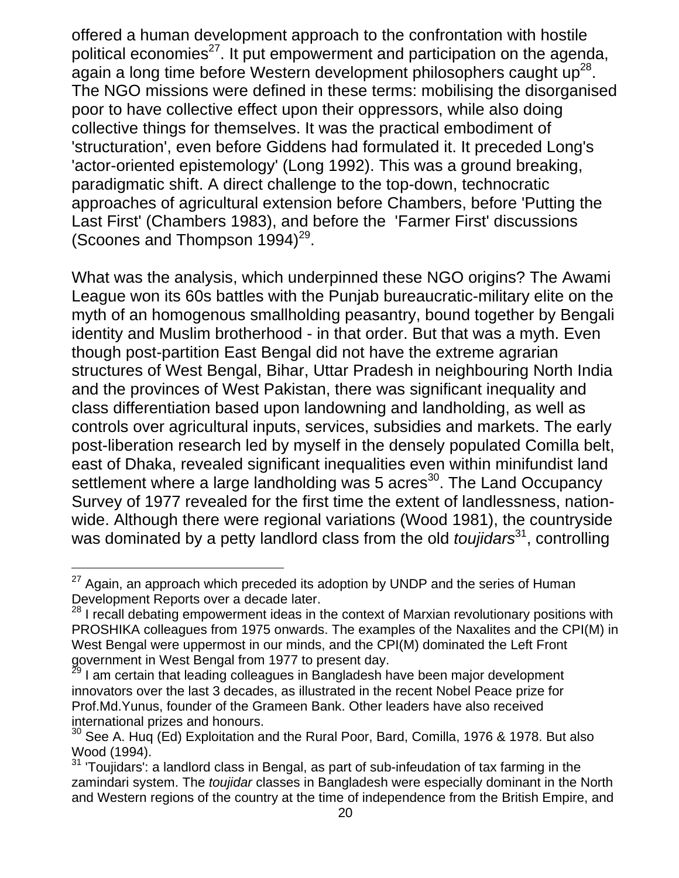offered a human development approach to the confrontation with hostile political economies[27]. It put empowerment and participation on the agenda, again a long time before Western development philosophers caught up[28]. The NGO missions were defined in these terms: mobilising the disorganised poor to have collective effect upon their oppressors, while also doing collective things for themselves. It was the practical embodiment of 'structuration', even before Giddens had formulated it. It preceded Long's 'actor-oriented epistemology' (Long 1992). This was a ground breaking, paradigmatic shift. A direct challenge to the top-down, technocratic approaches of agricultural extension before Chambers, before 'Putting the Last First' (Chambers 1983), and before the 'Farmer First' discussions (Scoones and Thompson 1994)[29].

What was the analysis, which underpinned these NGO origins? The Awami League won its 60s battles with the Punjab bureaucratic-military elite on the myth of an homogenous smallholding peasantry, bound together by Bengali identity and Muslim brotherhood - in that order. But that was a myth. Even though post-partition East Bengal did not have the extreme agrarian structures of West Bengal, Bihar, Uttar Pradesh in neighbouring North India and the provinces of West Pakistan, there was significant inequality and class differentiation based upon landowning and landholding, as well as controls over agricultural inputs, services, subsidies and markets. The early post-liberation research led by myself in the densely populated Comilla belt, east of Dhaka, revealed significant inequalities even within minifundist land settlement where a large landholding was 5 acres[30]. The Land Occupancy Survey of 1977 revealed for the first time the extent of landlessness, nation-wide. Although there were regional variations (Wood 1981), the countryside was dominated by a petty landlord class from the old *toujidars*[31], controlling

---

[27] Again, an approach which preceded its adoption by UNDP and the series of Human Development Reports over a decade later.

[28] I recall debating empowerment ideas in the context of Marxian revolutionary positions with PROSHIKA colleagues from 1975 onwards. The examples of the Naxalites and the CPI(M) in West Bengal were uppermost in our minds, and the CPI(M) dominated the Left Front government in West Bengal from 1977 to present day.

[29] I am certain that leading colleagues in Bangladesh have been major development innovators over the last 3 decades, as illustrated in the recent Nobel Peace prize for Prof.Md.Yunus, founder of the Grameen Bank. Other leaders have also received international prizes and honours.

[30] See A. Huq (Ed) Exploitation and the Rural Poor, Bard, Comilla, 1976 & 1978. But also Wood (1994).

[31] 'Toujidars': a landlord class in Bengal, as part of sub-infeudation of tax farming in the zamindari system. The *toujidar* classes in Bangladesh were especially dominant in the North and Western regions of the country at the time of independence from the British Empire, and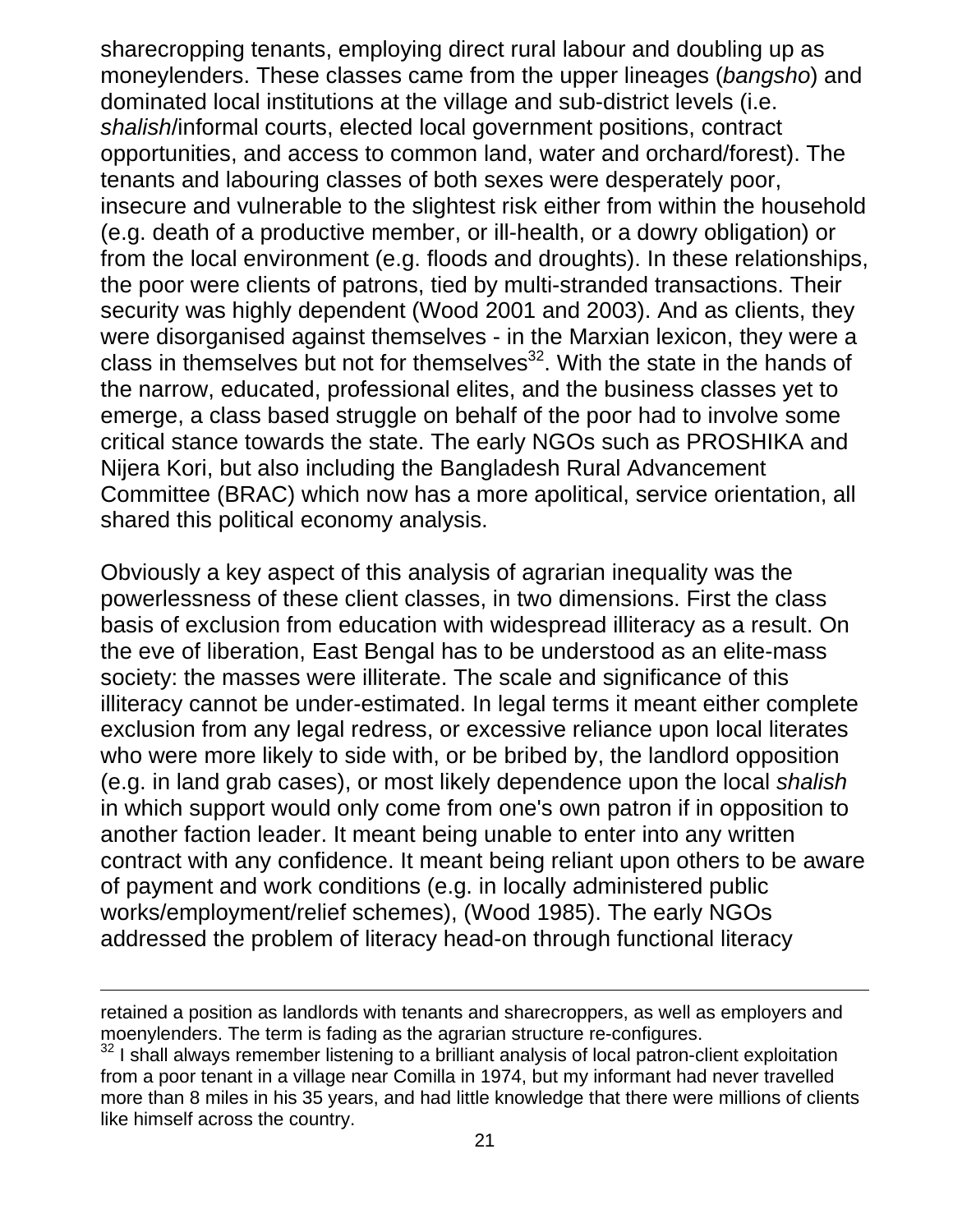sharecropping tenants, employing direct rural labour and doubling up as moneylenders. These classes came from the upper lineages (*bangsho*) and dominated local institutions at the village and sub-district levels (i.e. *shalish*/informal courts, elected local government positions, contract opportunities, and access to common land, water and orchard/forest). The tenants and labouring classes of both sexes were desperately poor, insecure and vulnerable to the slightest risk either from within the household (e.g. death of a productive member, or ill-health, or a dowry obligation) or from the local environment (e.g. floods and droughts). In these relationships, the poor were clients of patrons, tied by multi-stranded transactions. Their security was highly dependent (Wood 2001 and 2003). And as clients, they were disorganised against themselves - in the Marxian lexicon, they were a class in themselves but not for themselves[32]. With the state in the hands of the narrow, educated, professional elites, and the business classes yet to emerge, a class based struggle on behalf of the poor had to involve some critical stance towards the state. The early NGOs such as PROSHIKA and Nijera Kori, but also including the Bangladesh Rural Advancement Committee (BRAC) which now has a more apolitical, service orientation, all shared this political economy analysis.

Obviously a key aspect of this analysis of agrarian inequality was the powerlessness of these client classes, in two dimensions. First the class basis of exclusion from education with widespread illiteracy as a result. On the eve of liberation, East Bengal has to be understood as an elite-mass society: the masses were illiterate. The scale and significance of this illiteracy cannot be under-estimated. In legal terms it meant either complete exclusion from any legal redress, or excessive reliance upon local literates who were more likely to side with, or be bribed by, the landlord opposition (e.g. in land grab cases), or most likely dependence upon the local *shalish* in which support would only come from one's own patron if in opposition to another faction leader. It meant being unable to enter into any written contract with any confidence. It meant being reliant upon others to be aware of payment and work conditions (e.g. in locally administered public works/employment/relief schemes), (Wood 1985). The early NGOs addressed the problem of literacy head-on through functional literacy

---

retained a position as landlords with tenants and sharecroppers, as well as employers and moenylenders. The term is fading as the agrarian structure re-configures.

[32] I shall always remember listening to a brilliant analysis of local patron-client exploitation from a poor tenant in a village near Comilla in 1974, but my informant had never travelled more than 8 miles in his 35 years, and had little knowledge that there were millions of clients like himself across the country.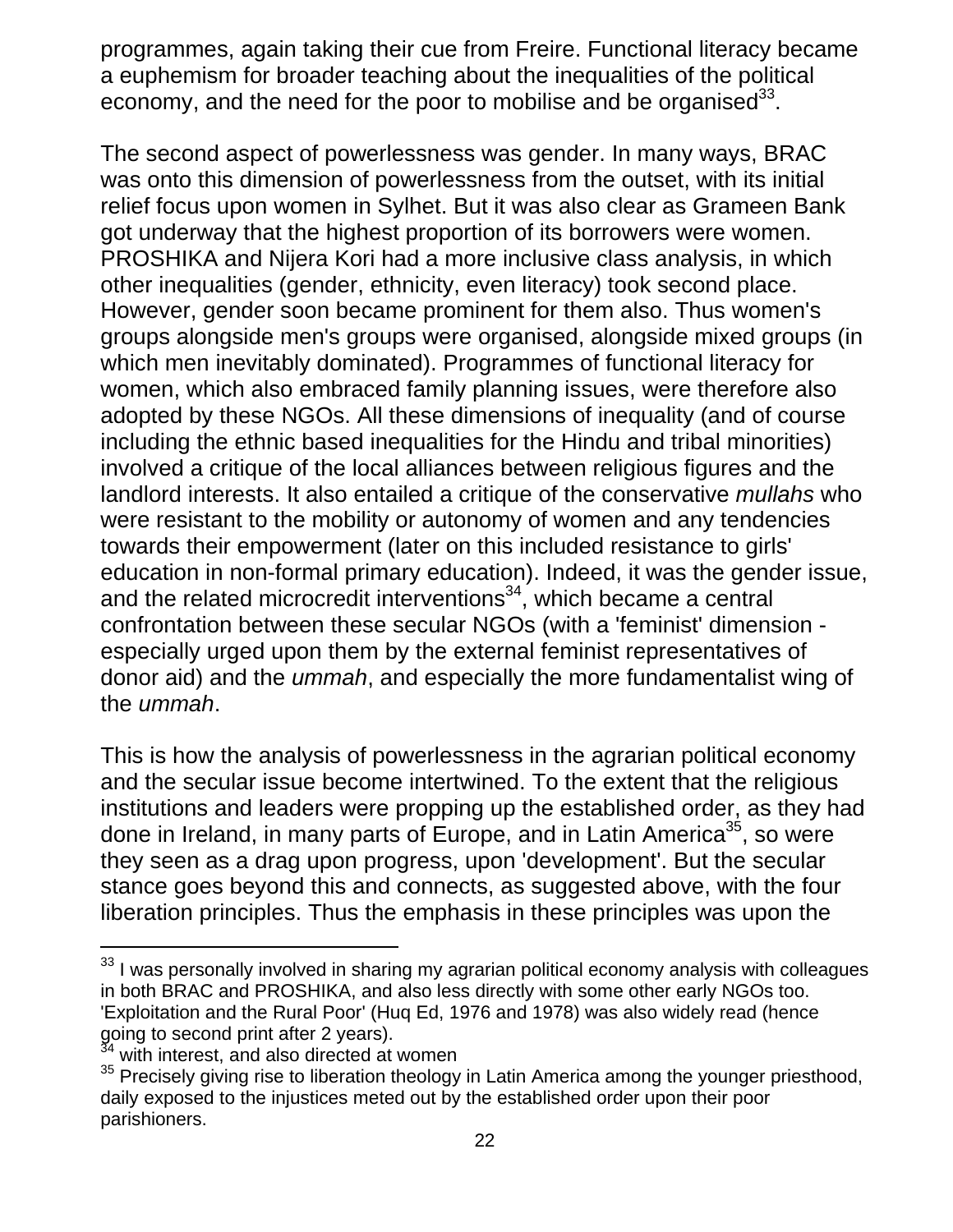programmes, again taking their cue from Freire. Functional literacy became a euphemism for broader teaching about the inequalities of the political economy, and the need for the poor to mobilise and be organised[33].

The second aspect of powerlessness was gender. In many ways, BRAC was onto this dimension of powerlessness from the outset, with its initial relief focus upon women in Sylhet. But it was also clear as Grameen Bank got underway that the highest proportion of its borrowers were women. PROSHIKA and Nijera Kori had a more inclusive class analysis, in which other inequalities (gender, ethnicity, even literacy) took second place. However, gender soon became prominent for them also. Thus women's groups alongside men's groups were organised, alongside mixed groups (in which men inevitably dominated). Programmes of functional literacy for women, which also embraced family planning issues, were therefore also adopted by these NGOs. All these dimensions of inequality (and of course including the ethnic based inequalities for the Hindu and tribal minorities) involved a critique of the local alliances between religious figures and the landlord interests. It also entailed a critique of the conservative *mullahs* who were resistant to the mobility or autonomy of women and any tendencies towards their empowerment (later on this included resistance to girls' education in non-formal primary education). Indeed, it was the gender issue, and the related microcredit interventions[34], which became a central confrontation between these secular NGOs (with a 'feminist' dimension - especially urged upon them by the external feminist representatives of donor aid) and the *ummah*, and especially the more fundamentalist wing of the *ummah*.

This is how the analysis of powerlessness in the agrarian political economy and the secular issue become intertwined. To the extent that the religious institutions and leaders were propping up the established order, as they had done in Ireland, in many parts of Europe, and in Latin America[35], so were they seen as a drag upon progress, upon 'development'. But the secular stance goes beyond this and connects, as suggested above, with the four liberation principles. Thus the emphasis in these principles was upon the

---

[33] I was personally involved in sharing my agrarian political economy analysis with colleagues in both BRAC and PROSHIKA, and also less directly with some other early NGOs too. 'Exploitation and the Rural Poor' (Huq Ed, 1976 and 1978) was also widely read (hence going to second print after 2 years).

[34] with interest, and also directed at women

[35] Precisely giving rise to liberation theology in Latin America among the younger priesthood, daily exposed to the injustices meted out by the established order upon their poor parishioners.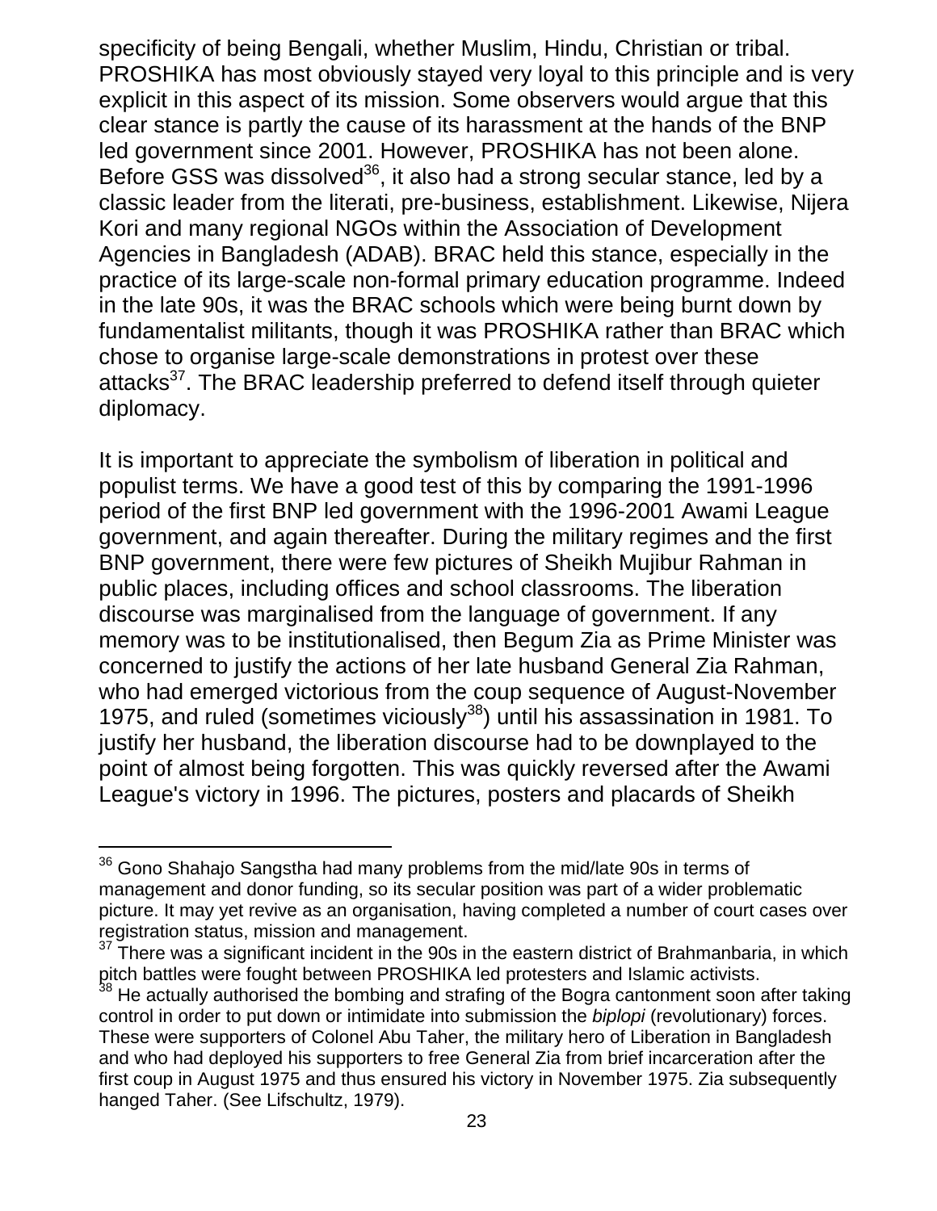specificity of being Bengali, whether Muslim, Hindu, Christian or tribal. PROSHIKA has most obviously stayed very loyal to this principle and is very explicit in this aspect of its mission. Some observers would argue that this clear stance is partly the cause of its harassment at the hands of the BNP led government since 2001. However, PROSHIKA has not been alone. Before GSS was dissolved[36], it also had a strong secular stance, led by a classic leader from the literati, pre-business, establishment. Likewise, Nijera Kori and many regional NGOs within the Association of Development Agencies in Bangladesh (ADAB). BRAC held this stance, especially in the practice of its large-scale non-formal primary education programme. Indeed in the late 90s, it was the BRAC schools which were being burnt down by fundamentalist militants, though it was PROSHIKA rather than BRAC which chose to organise large-scale demonstrations in protest over these attacks[37]. The BRAC leadership preferred to defend itself through quieter diplomacy.

It is important to appreciate the symbolism of liberation in political and populist terms. We have a good test of this by comparing the 1991-1996 period of the first BNP led government with the 1996-2001 Awami League government, and again thereafter. During the military regimes and the first BNP government, there were few pictures of Sheikh Mujibur Rahman in public places, including offices and school classrooms. The liberation discourse was marginalised from the language of government. If any memory was to be institutionalised, then Begum Zia as Prime Minister was concerned to justify the actions of her late husband General Zia Rahman, who had emerged victorious from the coup sequence of August-November 1975, and ruled (sometimes viciously[38]) until his assassination in 1981. To justify her husband, the liberation discourse had to be downplayed to the point of almost being forgotten. This was quickly reversed after the Awami League's victory in 1996. The pictures, posters and placards of Sheikh

---

[36] Gono Shahajo Sangstha had many problems from the mid/late 90s in terms of management and donor funding, so its secular position was part of a wider problematic picture. It may yet revive as an organisation, having completed a number of court cases over registration status, mission and management.

[37] There was a significant incident in the 90s in the eastern district of Brahmanbaria, in which pitch battles were fought between PROSHIKA led protesters and Islamic activists.

[38] He actually authorised the bombing and strafing of the Bogra cantonment soon after taking control in order to put down or intimidate into submission the *biplopi* (revolutionary) forces. These were supporters of Colonel Abu Taher, the military hero of Liberation in Bangladesh and who had deployed his supporters to free General Zia from brief incarceration after the first coup in August 1975 and thus ensured his victory in November 1975. Zia subsequently hanged Taher. (See Lifschultz, 1979).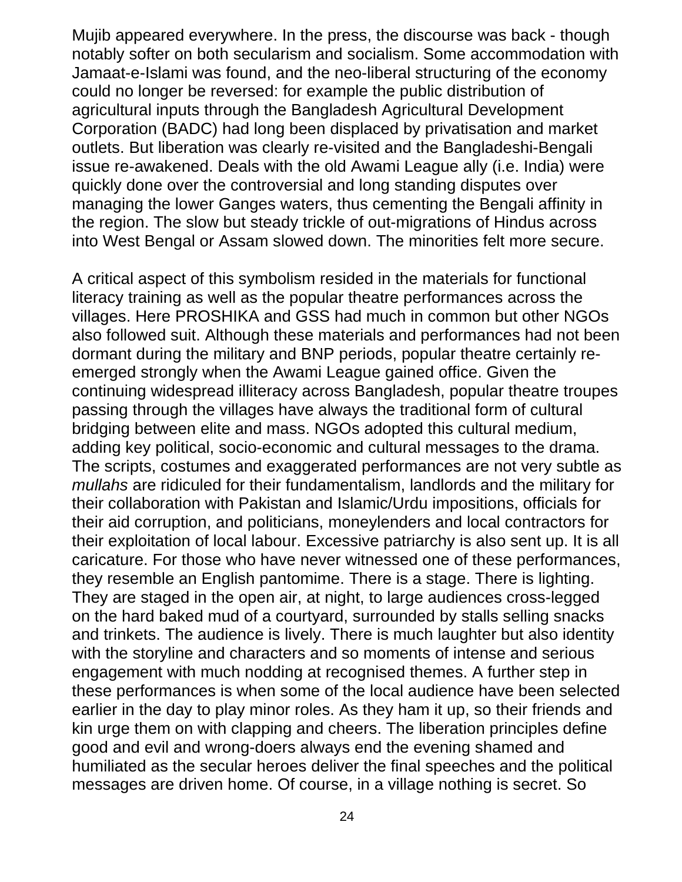Mujib appeared everywhere. In the press, the discourse was back - though notably softer on both secularism and socialism. Some accommodation with Jamaat-e-Islami was found, and the neo-liberal structuring of the economy could no longer be reversed: for example the public distribution of agricultural inputs through the Bangladesh Agricultural Development Corporation (BADC) had long been displaced by privatisation and market outlets. But liberation was clearly re-visited and the Bangladeshi-Bengali issue re-awakened. Deals with the old Awami League ally (i.e. India) were quickly done over the controversial and long standing disputes over managing the lower Ganges waters, thus cementing the Bengali affinity in the region. The slow but steady trickle of out-migrations of Hindus across into West Bengal or Assam slowed down. The minorities felt more secure.

A critical aspect of this symbolism resided in the materials for functional literacy training as well as the popular theatre performances across the villages. Here PROSHIKA and GSS had much in common but other NGOs also followed suit. Although these materials and performances had not been dormant during the military and BNP periods, popular theatre certainly re-emerged strongly when the Awami League gained office. Given the continuing widespread illiteracy across Bangladesh, popular theatre troupes passing through the villages have always the traditional form of cultural bridging between elite and mass. NGOs adopted this cultural medium, adding key political, socio-economic and cultural messages to the drama. The scripts, costumes and exaggerated performances are not very subtle as *mullahs* are ridiculed for their fundamentalism, landlords and the military for their collaboration with Pakistan and Islamic/Urdu impositions, officials for their aid corruption, and politicians, moneylenders and local contractors for their exploitation of local labour. Excessive patriarchy is also sent up. It is all caricature. For those who have never witnessed one of these performances, they resemble an English pantomime. There is a stage. There is lighting. They are staged in the open air, at night, to large audiences cross-legged on the hard baked mud of a courtyard, surrounded by stalls selling snacks and trinkets. The audience is lively. There is much laughter but also identity with the storyline and characters and so moments of intense and serious engagement with much nodding at recognised themes. A further step in these performances is when some of the local audience have been selected earlier in the day to play minor roles. As they ham it up, so their friends and kin urge them on with clapping and cheers. The liberation principles define good and evil and wrong-doers always end the evening shamed and humiliated as the secular heroes deliver the final speeches and the political messages are driven home. Of course, in a village nothing is secret. So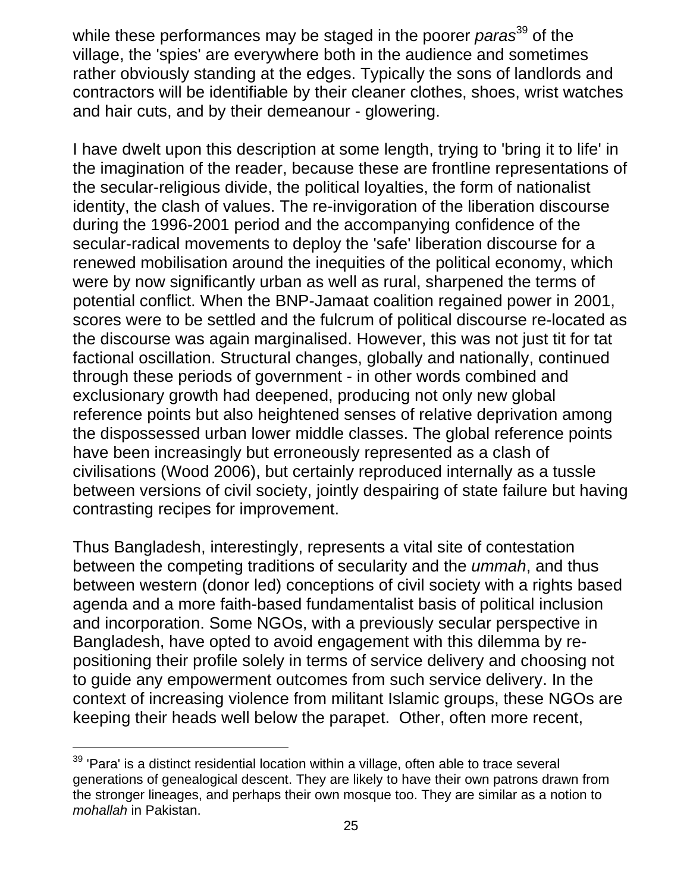while these performances may be staged in the poorer *paras*[39] of the village, the 'spies' are everywhere both in the audience and sometimes rather obviously standing at the edges. Typically the sons of landlords and contractors will be identifiable by their cleaner clothes, shoes, wrist watches and hair cuts, and by their demeanour - glowering.

I have dwelt upon this description at some length, trying to 'bring it to life' in the imagination of the reader, because these are frontline representations of the secular-religious divide, the political loyalties, the form of nationalist identity, the clash of values. The re-invigoration of the liberation discourse during the 1996-2001 period and the accompanying confidence of the secular-radical movements to deploy the 'safe' liberation discourse for a renewed mobilisation around the inequities of the political economy, which were by now significantly urban as well as rural, sharpened the terms of potential conflict. When the BNP-Jamaat coalition regained power in 2001, scores were to be settled and the fulcrum of political discourse re-located as the discourse was again marginalised. However, this was not just tit for tat factional oscillation. Structural changes, globally and nationally, continued through these periods of government - in other words combined and exclusionary growth had deepened, producing not only new global reference points but also heightened senses of relative deprivation among the dispossessed urban lower middle classes. The global reference points have been increasingly but erroneously represented as a clash of civilisations (Wood 2006), but certainly reproduced internally as a tussle between versions of civil society, jointly despairing of state failure but having contrasting recipes for improvement.

Thus Bangladesh, interestingly, represents a vital site of contestation between the competing traditions of secularity and the *ummah*, and thus between western (donor led) conceptions of civil society with a rights based agenda and a more faith-based fundamentalist basis of political inclusion and incorporation. Some NGOs, with a previously secular perspective in Bangladesh, have opted to avoid engagement with this dilemma by re-positioning their profile solely in terms of service delivery and choosing not to guide any empowerment outcomes from such service delivery. In the context of increasing violence from militant Islamic groups, these NGOs are keeping their heads well below the parapet. Other, often more recent,

[39] 'Para' is a distinct residential location within a village, often able to trace several generations of genealogical descent. They are likely to have their own patrons drawn from the stronger lineages, and perhaps their own mosque too. They are similar as a notion to *mohallah* in Pakistan.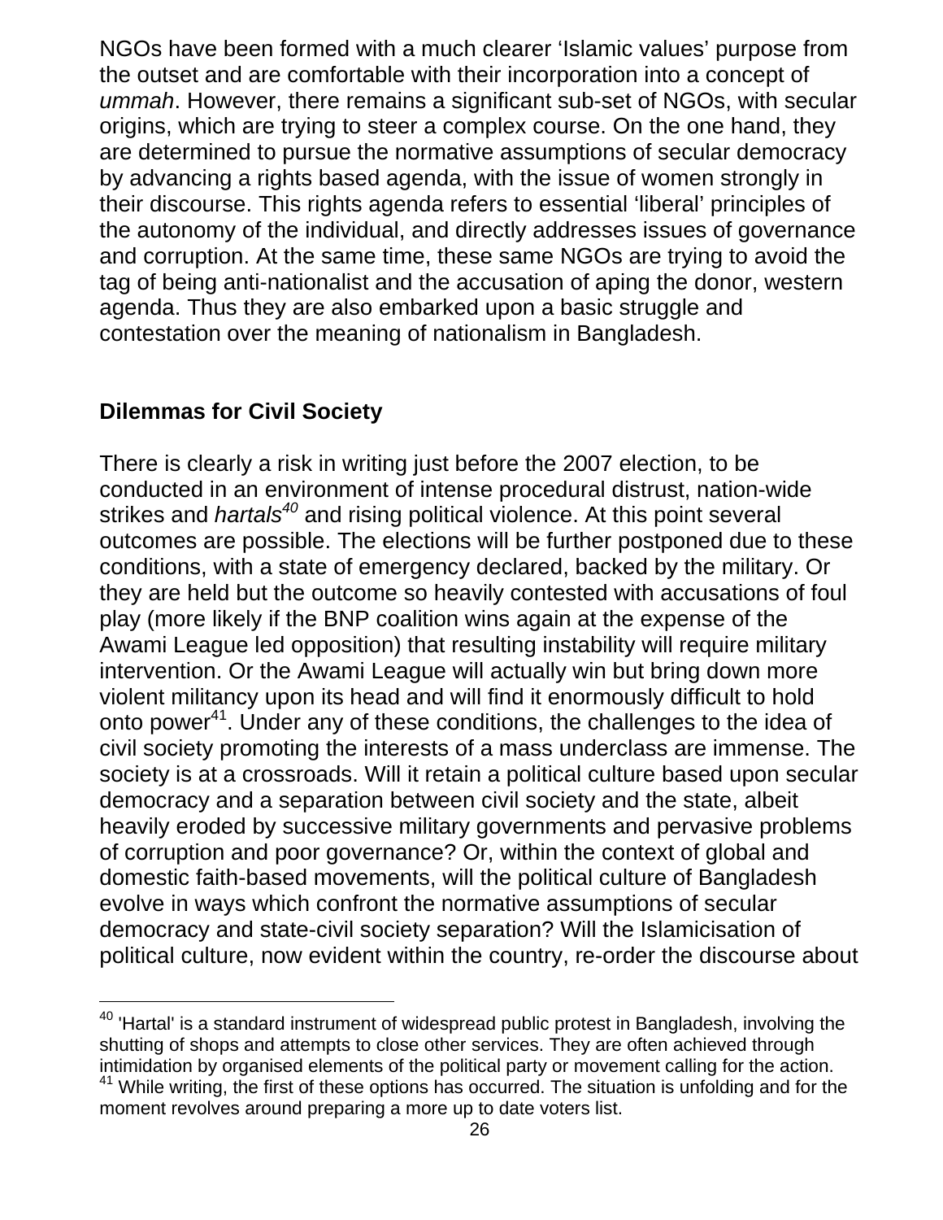NGOs have been formed with a much clearer 'Islamic values' purpose from the outset and are comfortable with their incorporation into a concept of *ummah*. However, there remains a significant sub-set of NGOs, with secular origins, which are trying to steer a complex course. On the one hand, they are determined to pursue the normative assumptions of secular democracy by advancing a rights based agenda, with the issue of women strongly in their discourse. This rights agenda refers to essential 'liberal' principles of the autonomy of the individual, and directly addresses issues of governance and corruption. At the same time, these same NGOs are trying to avoid the tag of being anti-nationalist and the accusation of aping the donor, western agenda. Thus they are also embarked upon a basic struggle and contestation over the meaning of nationalism in Bangladesh.

## Dilemmas for Civil Society

There is clearly a risk in writing just before the 2007 election, to be conducted in an environment of intense procedural distrust, nation-wide strikes and *hartals*[40] and rising political violence. At this point several outcomes are possible. The elections will be further postponed due to these conditions, with a state of emergency declared, backed by the military. Or they are held but the outcome so heavily contested with accusations of foul play (more likely if the BNP coalition wins again at the expense of the Awami League led opposition) that resulting instability will require military intervention. Or the Awami League will actually win but bring down more violent militancy upon its head and will find it enormously difficult to hold onto power[41]. Under any of these conditions, the challenges to the idea of civil society promoting the interests of a mass underclass are immense. The society is at a crossroads. Will it retain a political culture based upon secular democracy and a separation between civil society and the state, albeit heavily eroded by successive military governments and pervasive problems of corruption and poor governance? Or, within the context of global and domestic faith-based movements, will the political culture of Bangladesh evolve in ways which confront the normative assumptions of secular democracy and state-civil society separation? Will the Islamicisation of political culture, now evident within the country, re-order the discourse about

---

[40] 'Hartal' is a standard instrument of widespread public protest in Bangladesh, involving the shutting of shops and attempts to close other services. They are often achieved through intimidation by organised elements of the political party or movement calling for the action.

[41] While writing, the first of these options has occurred. The situation is unfolding and for the moment revolves around preparing a more up to date voters list.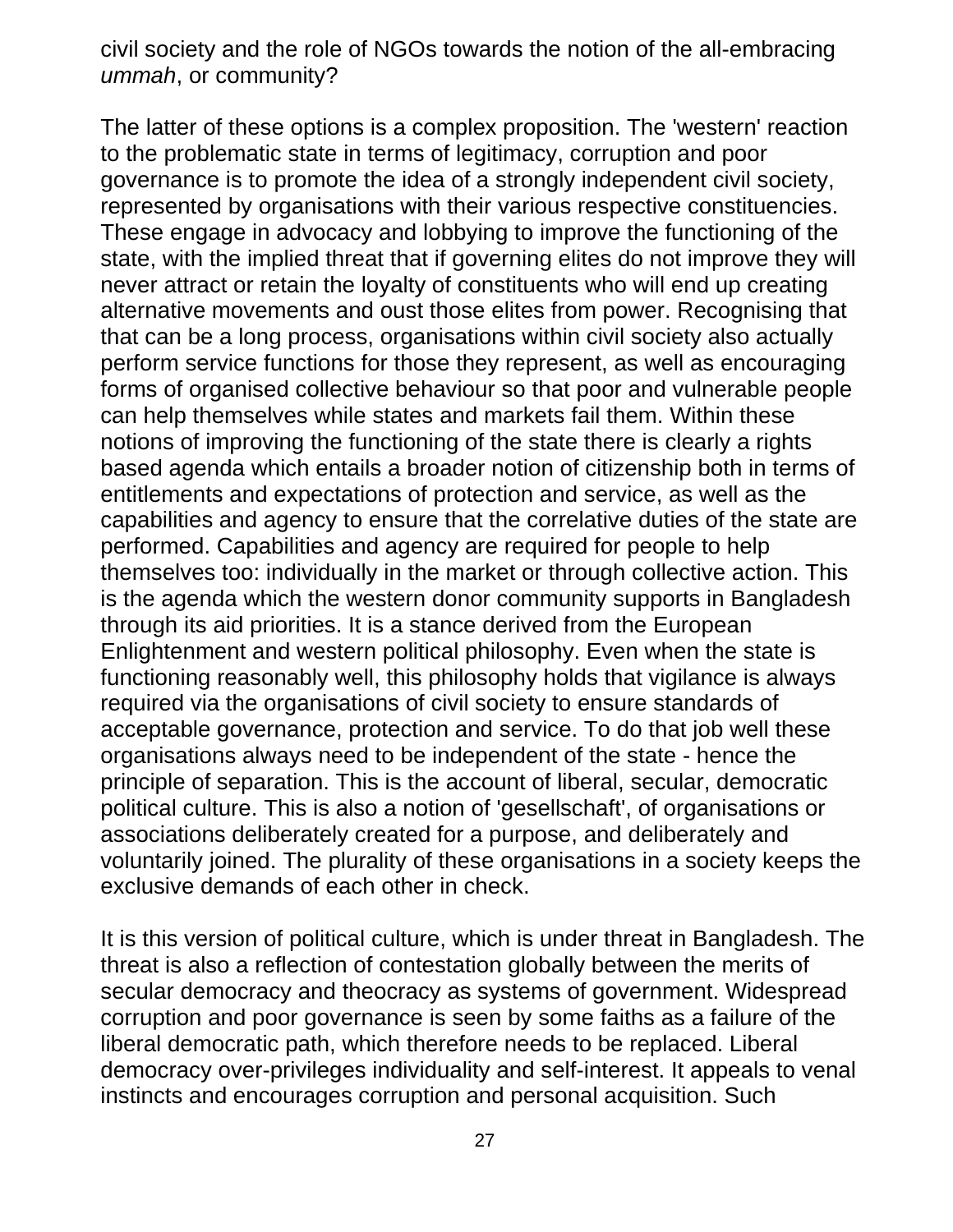civil society and the role of NGOs towards the notion of the all-embracing *ummah*, or community?

The latter of these options is a complex proposition. The 'western' reaction to the problematic state in terms of legitimacy, corruption and poor governance is to promote the idea of a strongly independent civil society, represented by organisations with their various respective constituencies. These engage in advocacy and lobbying to improve the functioning of the state, with the implied threat that if governing elites do not improve they will never attract or retain the loyalty of constituents who will end up creating alternative movements and oust those elites from power. Recognising that that can be a long process, organisations within civil society also actually perform service functions for those they represent, as well as encouraging forms of organised collective behaviour so that poor and vulnerable people can help themselves while states and markets fail them. Within these notions of improving the functioning of the state there is clearly a rights based agenda which entails a broader notion of citizenship both in terms of entitlements and expectations of protection and service, as well as the capabilities and agency to ensure that the correlative duties of the state are performed. Capabilities and agency are required for people to help themselves too: individually in the market or through collective action. This is the agenda which the western donor community supports in Bangladesh through its aid priorities. It is a stance derived from the European Enlightenment and western political philosophy. Even when the state is functioning reasonably well, this philosophy holds that vigilance is always required via the organisations of civil society to ensure standards of acceptable governance, protection and service. To do that job well these organisations always need to be independent of the state - hence the principle of separation. This is the account of liberal, secular, democratic political culture. This is also a notion of 'gesellschaft', of organisations or associations deliberately created for a purpose, and deliberately and voluntarily joined. The plurality of these organisations in a society keeps the exclusive demands of each other in check.

It is this version of political culture, which is under threat in Bangladesh. The threat is also a reflection of contestation globally between the merits of secular democracy and theocracy as systems of government. Widespread corruption and poor governance is seen by some faiths as a failure of the liberal democratic path, which therefore needs to be replaced. Liberal democracy over-privileges individuality and self-interest. It appeals to venal instincts and encourages corruption and personal acquisition. Such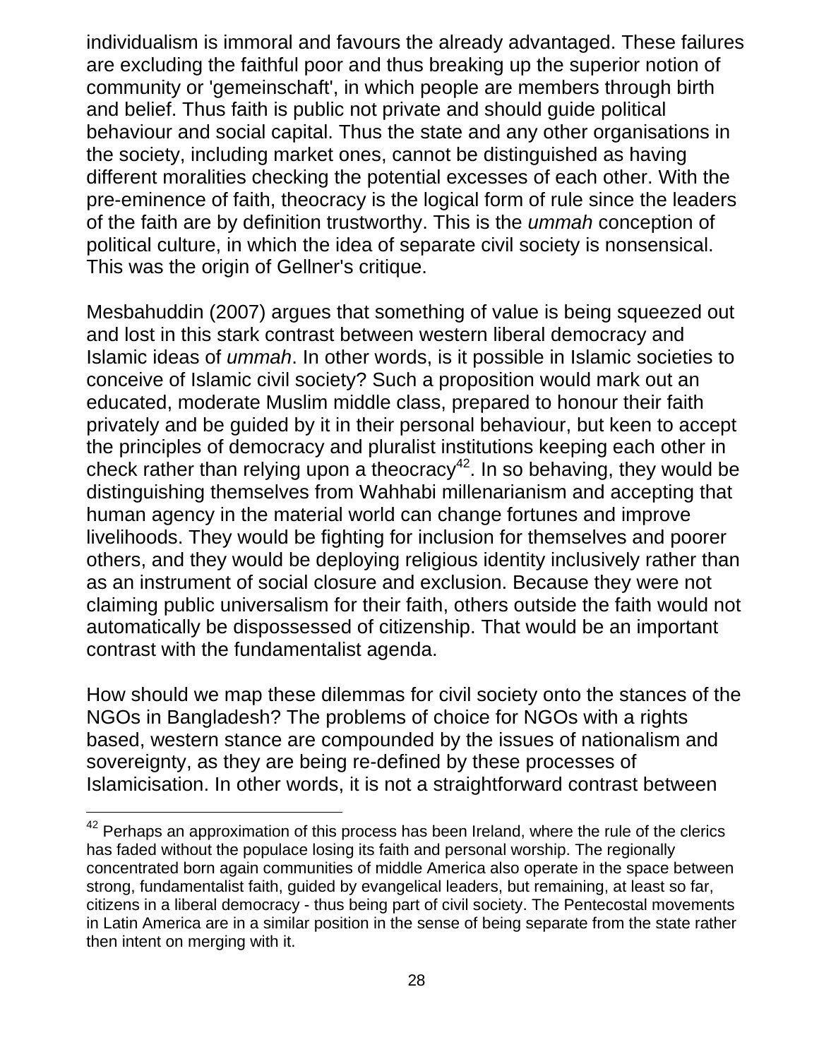individualism is immoral and favours the already advantaged. These failures are excluding the faithful poor and thus breaking up the superior notion of community or 'gemeinschaft', in which people are members through birth and belief. Thus faith is public not private and should guide political behaviour and social capital. Thus the state and any other organisations in the society, including market ones, cannot be distinguished as having different moralities checking the potential excesses of each other. With the pre-eminence of faith, theocracy is the logical form of rule since the leaders of the faith are by definition trustworthy. This is the *ummah* conception of political culture, in which the idea of separate civil society is nonsensical. This was the origin of Gellner's critique.

Mesbahuddin (2007) argues that something of value is being squeezed out and lost in this stark contrast between western liberal democracy and Islamic ideas of *ummah*. In other words, is it possible in Islamic societies to conceive of Islamic civil society? Such a proposition would mark out an educated, moderate Muslim middle class, prepared to honour their faith privately and be guided by it in their personal behaviour, but keen to accept the principles of democracy and pluralist institutions keeping each other in check rather than relying upon a theocracy[42]. In so behaving, they would be distinguishing themselves from Wahhabi millenarianism and accepting that human agency in the material world can change fortunes and improve livelihoods. They would be fighting for inclusion for themselves and poorer others, and they would be deploying religious identity inclusively rather than as an instrument of social closure and exclusion. Because they were not claiming public universalism for their faith, others outside the faith would not automatically be dispossessed of citizenship. That would be an important contrast with the fundamentalist agenda.

How should we map these dilemmas for civil society onto the stances of the NGOs in Bangladesh? The problems of choice for NGOs with a rights based, western stance are compounded by the issues of nationalism and sovereignty, as they are being re-defined by these processes of Islamicisation. In other words, it is not a straightforward contrast between

[42] Perhaps an approximation of this process has been Ireland, where the rule of the clerics has faded without the populace losing its faith and personal worship. The regionally concentrated born again communities of middle America also operate in the space between strong, fundamentalist faith, guided by evangelical leaders, but remaining, at least so far, citizens in a liberal democracy - thus being part of civil society. The Pentecostal movements in Latin America are in a similar position in the sense of being separate from the state rather then intent on merging with it.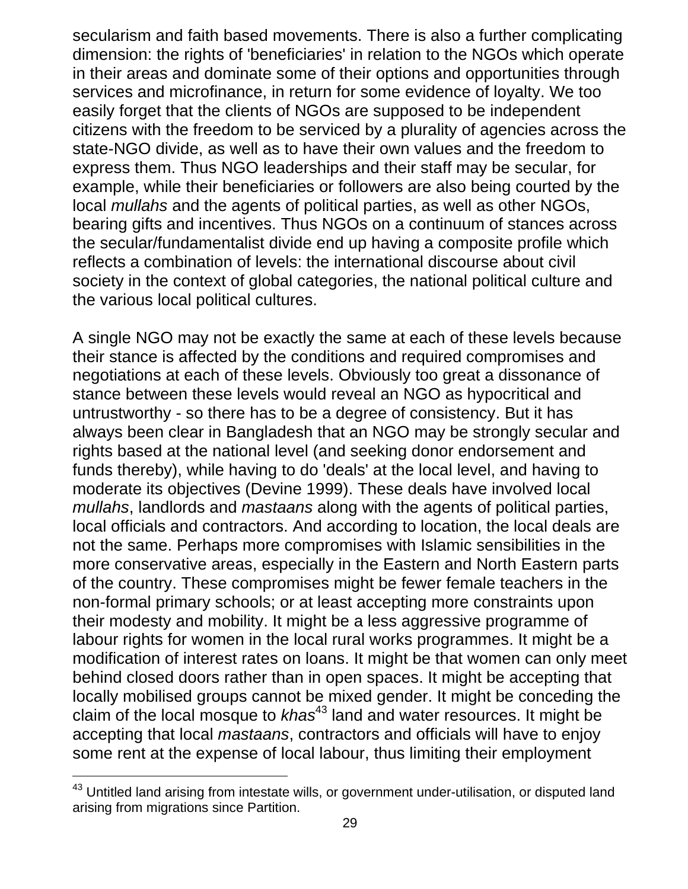secularism and faith based movements. There is also a further complicating dimension: the rights of 'beneficiaries' in relation to the NGOs which operate in their areas and dominate some of their options and opportunities through services and microfinance, in return for some evidence of loyalty. We too easily forget that the clients of NGOs are supposed to be independent citizens with the freedom to be serviced by a plurality of agencies across the state-NGO divide, as well as to have their own values and the freedom to express them. Thus NGO leaderships and their staff may be secular, for example, while their beneficiaries or followers are also being courted by the local *mullahs* and the agents of political parties, as well as other NGOs, bearing gifts and incentives. Thus NGOs on a continuum of stances across the secular/fundamentalist divide end up having a composite profile which reflects a combination of levels: the international discourse about civil society in the context of global categories, the national political culture and the various local political cultures.

A single NGO may not be exactly the same at each of these levels because their stance is affected by the conditions and required compromises and negotiations at each of these levels. Obviously too great a dissonance of stance between these levels would reveal an NGO as hypocritical and untrustworthy - so there has to be a degree of consistency. But it has always been clear in Bangladesh that an NGO may be strongly secular and rights based at the national level (and seeking donor endorsement and funds thereby), while having to do 'deals' at the local level, and having to moderate its objectives (Devine 1999). These deals have involved local *mullahs*, landlords and *mastaans* along with the agents of political parties, local officials and contractors. And according to location, the local deals are not the same. Perhaps more compromises with Islamic sensibilities in the more conservative areas, especially in the Eastern and North Eastern parts of the country. These compromises might be fewer female teachers in the non-formal primary schools; or at least accepting more constraints upon their modesty and mobility. It might be a less aggressive programme of labour rights for women in the local rural works programmes. It might be a modification of interest rates on loans. It might be that women can only meet behind closed doors rather than in open spaces. It might be accepting that locally mobilised groups cannot be mixed gender. It might be conceding the claim of the local mosque to *khas*[43] land and water resources. It might be accepting that local *mastaans*, contractors and officials will have to enjoy some rent at the expense of local labour, thus limiting their employment

[43] Untitled land arising from intestate wills, or government under-utilisation, or disputed land arising from migrations since Partition.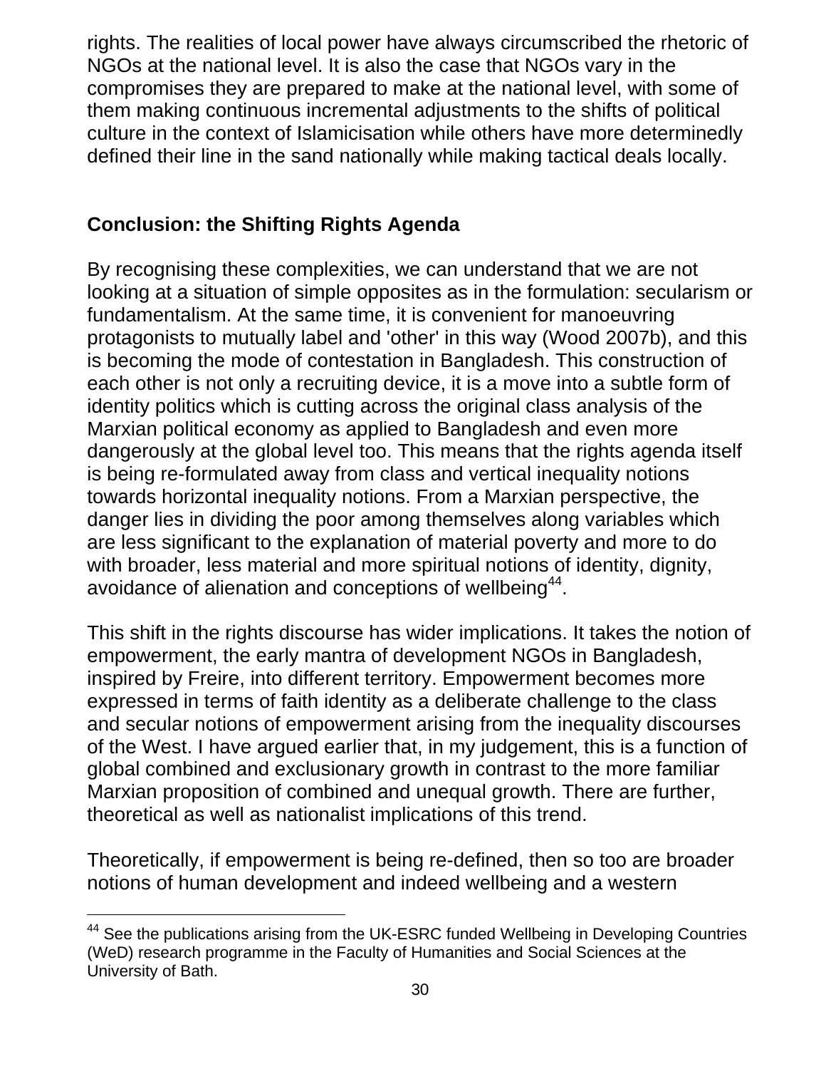rights. The realities of local power have always circumscribed the rhetoric of NGOs at the national level. It is also the case that NGOs vary in the compromises they are prepared to make at the national level, with some of them making continuous incremental adjustments to the shifts of political culture in the context of Islamicisation while others have more determinedly defined their line in the sand nationally while making tactical deals locally.

## Conclusion: the Shifting Rights Agenda

By recognising these complexities, we can understand that we are not looking at a situation of simple opposites as in the formulation: secularism or fundamentalism. At the same time, it is convenient for manoeuvring protagonists to mutually label and 'other' in this way (Wood 2007b), and this is becoming the mode of contestation in Bangladesh. This construction of each other is not only a recruiting device, it is a move into a subtle form of identity politics which is cutting across the original class analysis of the Marxian political economy as applied to Bangladesh and even more dangerously at the global level too. This means that the rights agenda itself is being re-formulated away from class and vertical inequality notions towards horizontal inequality notions. From a Marxian perspective, the danger lies in dividing the poor among themselves along variables which are less significant to the explanation of material poverty and more to do with broader, less material and more spiritual notions of identity, dignity, avoidance of alienation and conceptions of wellbeing[44].

This shift in the rights discourse has wider implications. It takes the notion of empowerment, the early mantra of development NGOs in Bangladesh, inspired by Freire, into different territory. Empowerment becomes more expressed in terms of faith identity as a deliberate challenge to the class and secular notions of empowerment arising from the inequality discourses of the West. I have argued earlier that, in my judgement, this is a function of global combined and exclusionary growth in contrast to the more familiar Marxian proposition of combined and unequal growth. There are further, theoretical as well as nationalist implications of this trend.

Theoretically, if empowerment is being re-defined, then so too are broader notions of human development and indeed wellbeing and a western

[44] See the publications arising from the UK-ESRC funded Wellbeing in Developing Countries (WeD) research programme in the Faculty of Humanities and Social Sciences at the University of Bath.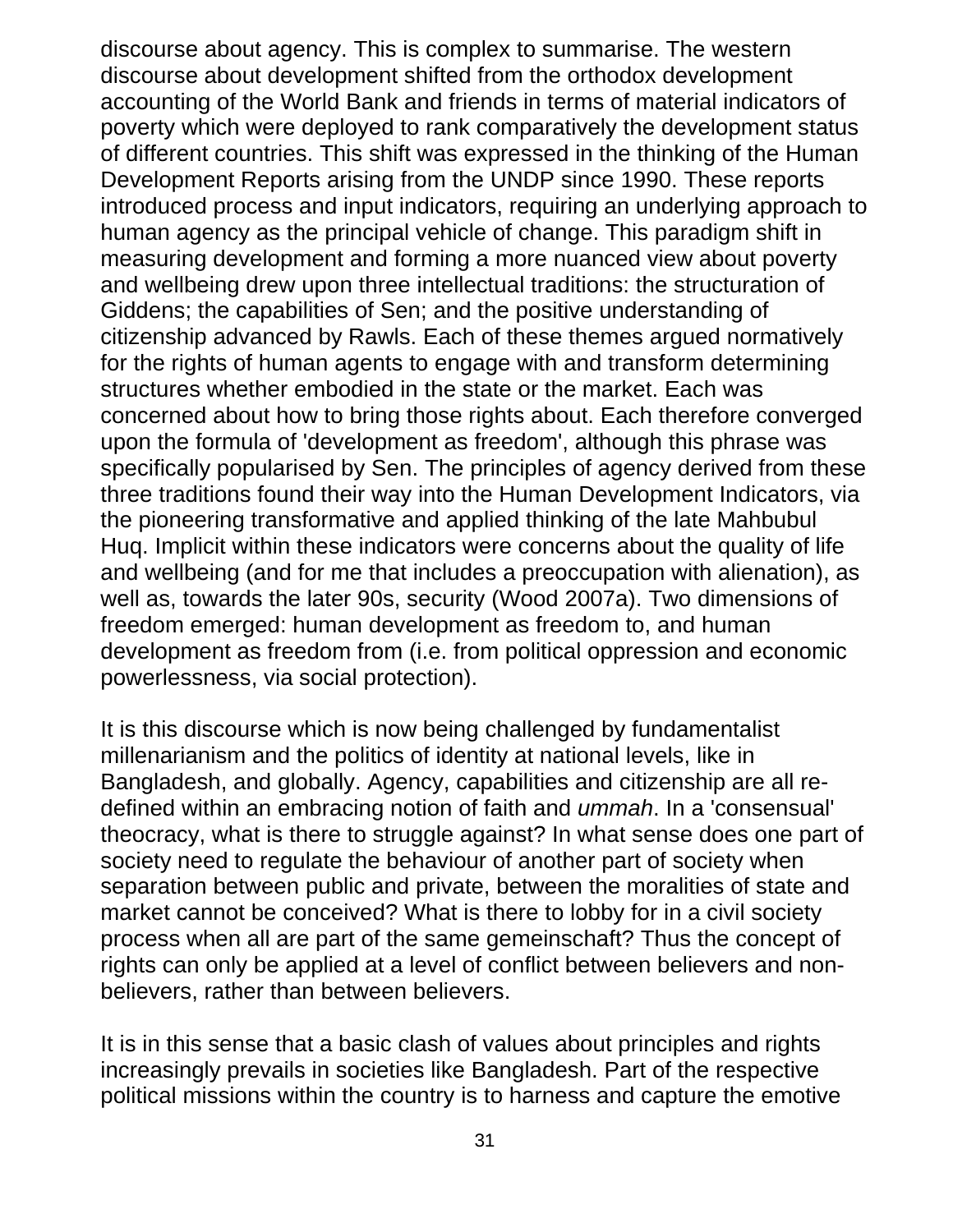discourse about agency. This is complex to summarise. The western discourse about development shifted from the orthodox development accounting of the World Bank and friends in terms of material indicators of poverty which were deployed to rank comparatively the development status of different countries. This shift was expressed in the thinking of the Human Development Reports arising from the UNDP since 1990. These reports introduced process and input indicators, requiring an underlying approach to human agency as the principal vehicle of change. This paradigm shift in measuring development and forming a more nuanced view about poverty and wellbeing drew upon three intellectual traditions: the structuration of Giddens; the capabilities of Sen; and the positive understanding of citizenship advanced by Rawls. Each of these themes argued normatively for the rights of human agents to engage with and transform determining structures whether embodied in the state or the market. Each was concerned about how to bring those rights about. Each therefore converged upon the formula of 'development as freedom', although this phrase was specifically popularised by Sen. The principles of agency derived from these three traditions found their way into the Human Development Indicators, via the pioneering transformative and applied thinking of the late Mahbubul Huq. Implicit within these indicators were concerns about the quality of life and wellbeing (and for me that includes a preoccupation with alienation), as well as, towards the later 90s, security (Wood 2007a). Two dimensions of freedom emerged: human development as freedom to, and human development as freedom from (i.e. from political oppression and economic powerlessness, via social protection).

It is this discourse which is now being challenged by fundamentalist millenarianism and the politics of identity at national levels, like in Bangladesh, and globally. Agency, capabilities and citizenship are all re-defined within an embracing notion of faith and *ummah*. In a 'consensual' theocracy, what is there to struggle against? In what sense does one part of society need to regulate the behaviour of another part of society when separation between public and private, between the moralities of state and market cannot be conceived? What is there to lobby for in a civil society process when all are part of the same gemeinschaft? Thus the concept of rights can only be applied at a level of conflict between believers and non-believers, rather than between believers.

It is in this sense that a basic clash of values about principles and rights increasingly prevails in societies like Bangladesh. Part of the respective political missions within the country is to harness and capture the emotive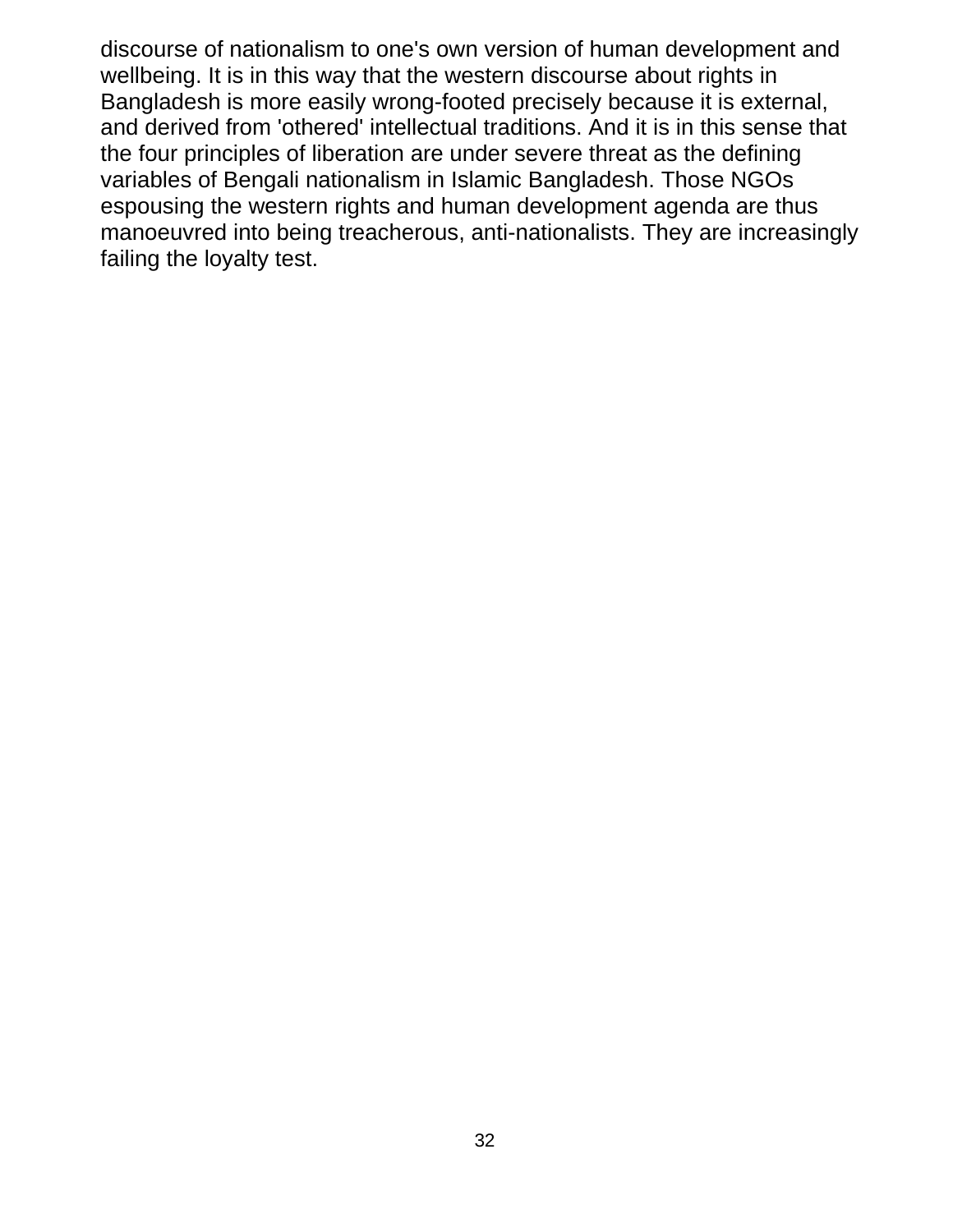discourse of nationalism to one's own version of human development and wellbeing. It is in this way that the western discourse about rights in Bangladesh is more easily wrong-footed precisely because it is external, and derived from 'othered' intellectual traditions. And it is in this sense that the four principles of liberation are under severe threat as the defining variables of Bengali nationalism in Islamic Bangladesh. Those NGOs espousing the western rights and human development agenda are thus manoeuvred into being treacherous, anti-nationalists. They are increasingly failing the loyalty test.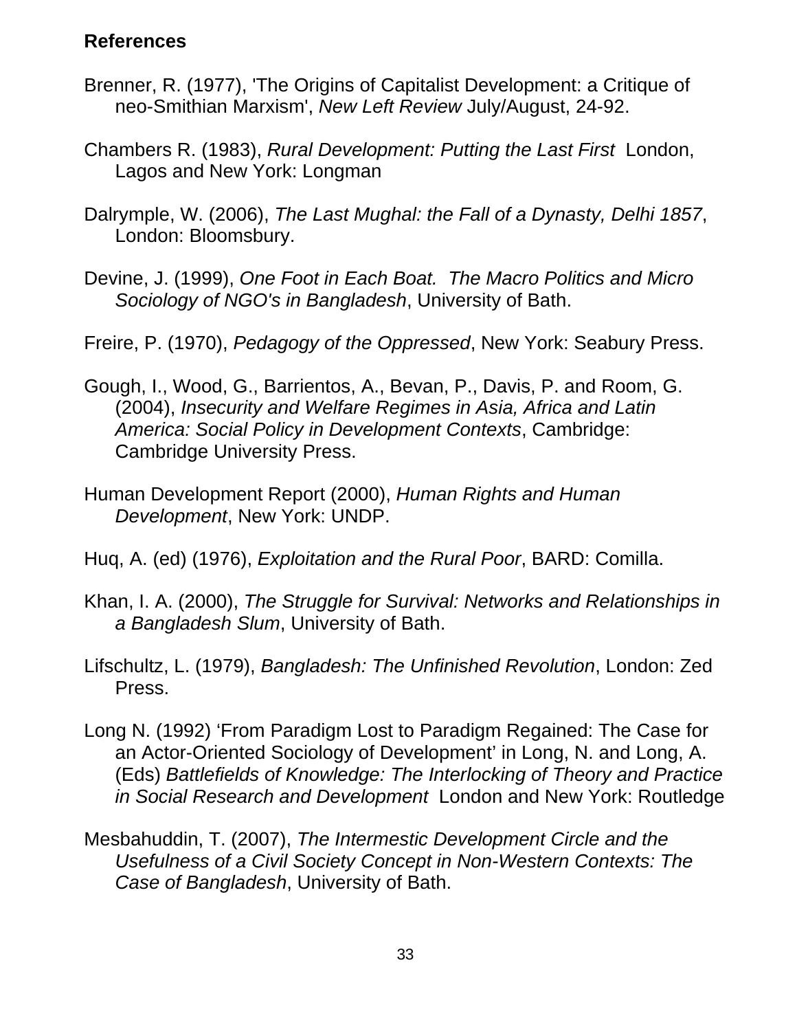**References**

Brenner, R. (1977), 'The Origins of Capitalist Development: a Critique of neo-Smithian Marxism', *New Left Review* July/August, 24-92.

Chambers R. (1983), *Rural Development: Putting the Last First* London, Lagos and New York: Longman

Dalrymple, W. (2006), *The Last Mughal: the Fall of a Dynasty, Delhi 1857*, London: Bloomsbury.

Devine, J. (1999), *One Foot in Each Boat. The Macro Politics and Micro Sociology of NGO's in Bangladesh*, University of Bath.

Freire, P. (1970), *Pedagogy of the Oppressed*, New York: Seabury Press.

Gough, I., Wood, G., Barrientos, A., Bevan, P., Davis, P. and Room, G. (2004), *Insecurity and Welfare Regimes in Asia, Africa and Latin America: Social Policy in Development Contexts*, Cambridge: Cambridge University Press.

Human Development Report (2000), *Human Rights and Human Development*, New York: UNDP.

Huq, A. (ed) (1976), *Exploitation and the Rural Poor*, BARD: Comilla.

Khan, I. A. (2000), *The Struggle for Survival: Networks and Relationships in a Bangladesh Slum*, University of Bath.

Lifschultz, L. (1979), *Bangladesh: The Unfinished Revolution*, London: Zed Press.

Long N. (1992) 'From Paradigm Lost to Paradigm Regained: The Case for an Actor-Oriented Sociology of Development' in Long, N. and Long, A. (Eds) *Battlefields of Knowledge: The Interlocking of Theory and Practice in Social Research and Development* London and New York: Routledge

Mesbahuddin, T. (2007), *The Intermestic Development Circle and the Usefulness of a Civil Society Concept in Non-Western Contexts: The Case of Bangladesh*, University of Bath.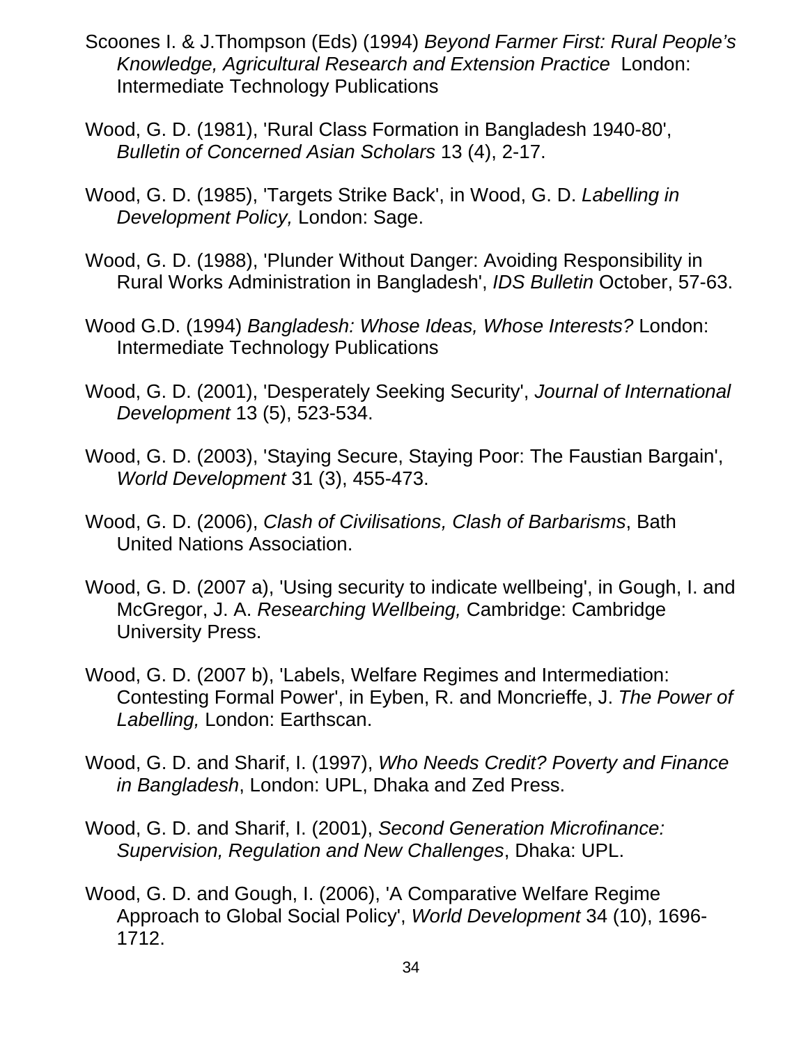Scoones I. & J.Thompson (Eds) (1994) *Beyond Farmer First: Rural People's Knowledge, Agricultural Research and Extension Practice* London: Intermediate Technology Publications

Wood, G. D. (1981), 'Rural Class Formation in Bangladesh 1940-80', *Bulletin of Concerned Asian Scholars* 13 (4), 2-17.

Wood, G. D. (1985), 'Targets Strike Back', in Wood, G. D. *Labelling in Development Policy,* London: Sage.

Wood, G. D. (1988), 'Plunder Without Danger: Avoiding Responsibility in Rural Works Administration in Bangladesh', *IDS Bulletin* October, 57-63.

Wood G.D. (1994) *Bangladesh: Whose Ideas, Whose Interests?* London: Intermediate Technology Publications

Wood, G. D. (2001), 'Desperately Seeking Security', *Journal of International Development* 13 (5), 523-534.

Wood, G. D. (2003), 'Staying Secure, Staying Poor: The Faustian Bargain', *World Development* 31 (3), 455-473.

Wood, G. D. (2006), *Clash of Civilisations, Clash of Barbarisms*, Bath United Nations Association.

Wood, G. D. (2007 a), 'Using security to indicate wellbeing', in Gough, I. and McGregor, J. A. *Researching Wellbeing,* Cambridge: Cambridge University Press.

Wood, G. D. (2007 b), 'Labels, Welfare Regimes and Intermediation: Contesting Formal Power', in Eyben, R. and Moncrieffe, J. *The Power of Labelling,* London: Earthscan.

Wood, G. D. and Sharif, I. (1997), *Who Needs Credit? Poverty and Finance in Bangladesh*, London: UPL, Dhaka and Zed Press.

Wood, G. D. and Sharif, I. (2001), *Second Generation Microfinance: Supervision, Regulation and New Challenges*, Dhaka: UPL.

Wood, G. D. and Gough, I. (2006), 'A Comparative Welfare Regime Approach to Global Social Policy', *World Development* 34 (10), 1696-1712.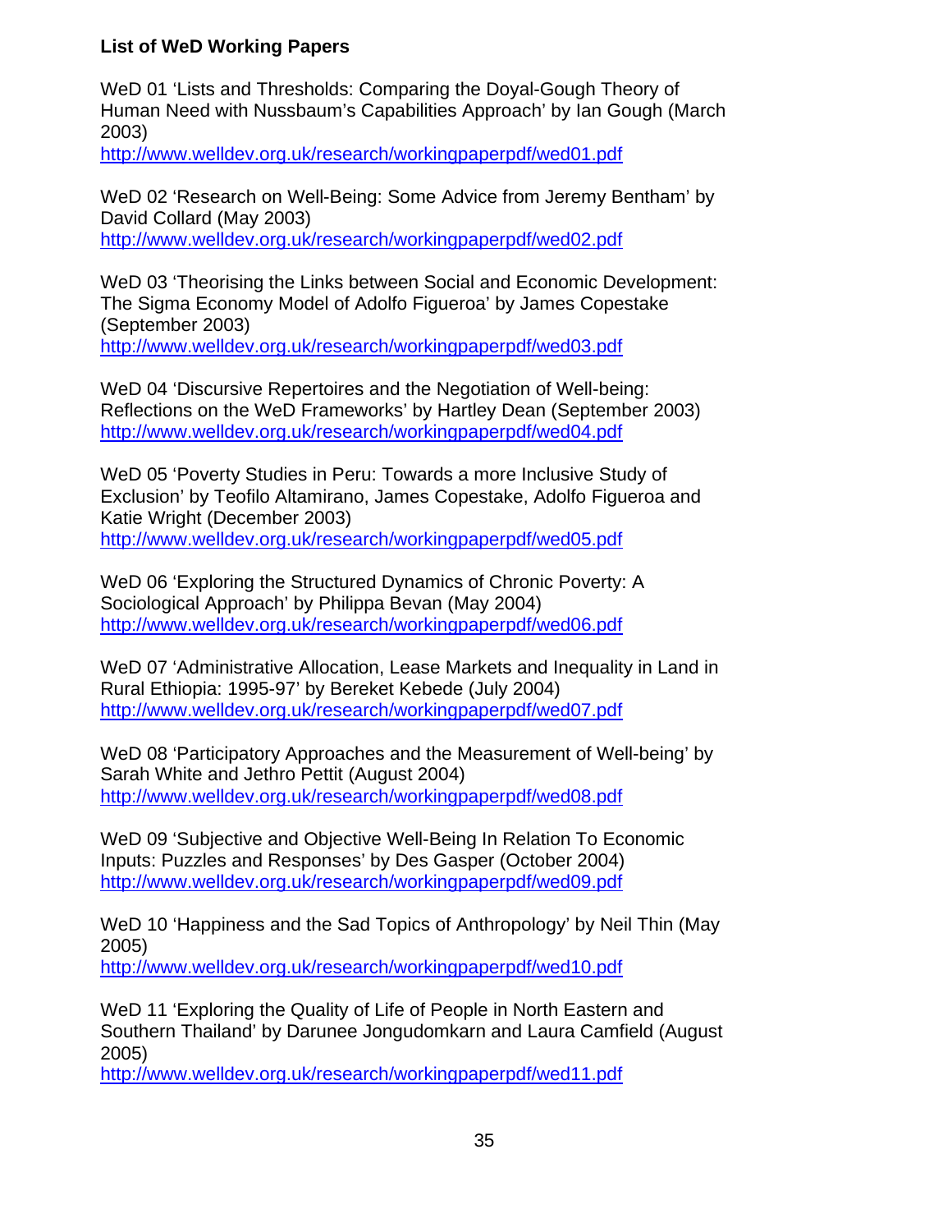**List of WeD Working Papers**

WeD 01 'Lists and Thresholds: Comparing the Doyal-Gough Theory of Human Need with Nussbaum's Capabilities Approach' by Ian Gough (March 2003)
http://www.welldev.org.uk/research/workingpaperpdf/wed01.pdf

WeD 02 'Research on Well-Being: Some Advice from Jeremy Bentham' by David Collard (May 2003)
http://www.welldev.org.uk/research/workingpaperpdf/wed02.pdf

WeD 03 'Theorising the Links between Social and Economic Development: The Sigma Economy Model of Adolfo Figueroa' by James Copestake (September 2003)
http://www.welldev.org.uk/research/workingpaperpdf/wed03.pdf

WeD 04 'Discursive Repertoires and the Negotiation of Well-being: Reflections on the WeD Frameworks' by Hartley Dean (September 2003)
http://www.welldev.org.uk/research/workingpaperpdf/wed04.pdf

WeD 05 'Poverty Studies in Peru: Towards a more Inclusive Study of Exclusion' by Teofilo Altamirano, James Copestake, Adolfo Figueroa and Katie Wright (December 2003)
http://www.welldev.org.uk/research/workingpaperpdf/wed05.pdf

WeD 06 'Exploring the Structured Dynamics of Chronic Poverty: A Sociological Approach' by Philippa Bevan (May 2004)
http://www.welldev.org.uk/research/workingpaperpdf/wed06.pdf

WeD 07 'Administrative Allocation, Lease Markets and Inequality in Land in Rural Ethiopia: 1995-97' by Bereket Kebede (July 2004)
http://www.welldev.org.uk/research/workingpaperpdf/wed07.pdf

WeD 08 'Participatory Approaches and the Measurement of Well-being' by Sarah White and Jethro Pettit (August 2004)
http://www.welldev.org.uk/research/workingpaperpdf/wed08.pdf

WeD 09 'Subjective and Objective Well-Being In Relation To Economic Inputs: Puzzles and Responses' by Des Gasper (October 2004)
http://www.welldev.org.uk/research/workingpaperpdf/wed09.pdf

WeD 10 'Happiness and the Sad Topics of Anthropology' by Neil Thin (May 2005)
http://www.welldev.org.uk/research/workingpaperpdf/wed10.pdf

WeD 11 'Exploring the Quality of Life of People in North Eastern and Southern Thailand' by Darunee Jongudomkarn and Laura Camfield (August 2005)
http://www.welldev.org.uk/research/workingpaperpdf/wed11.pdf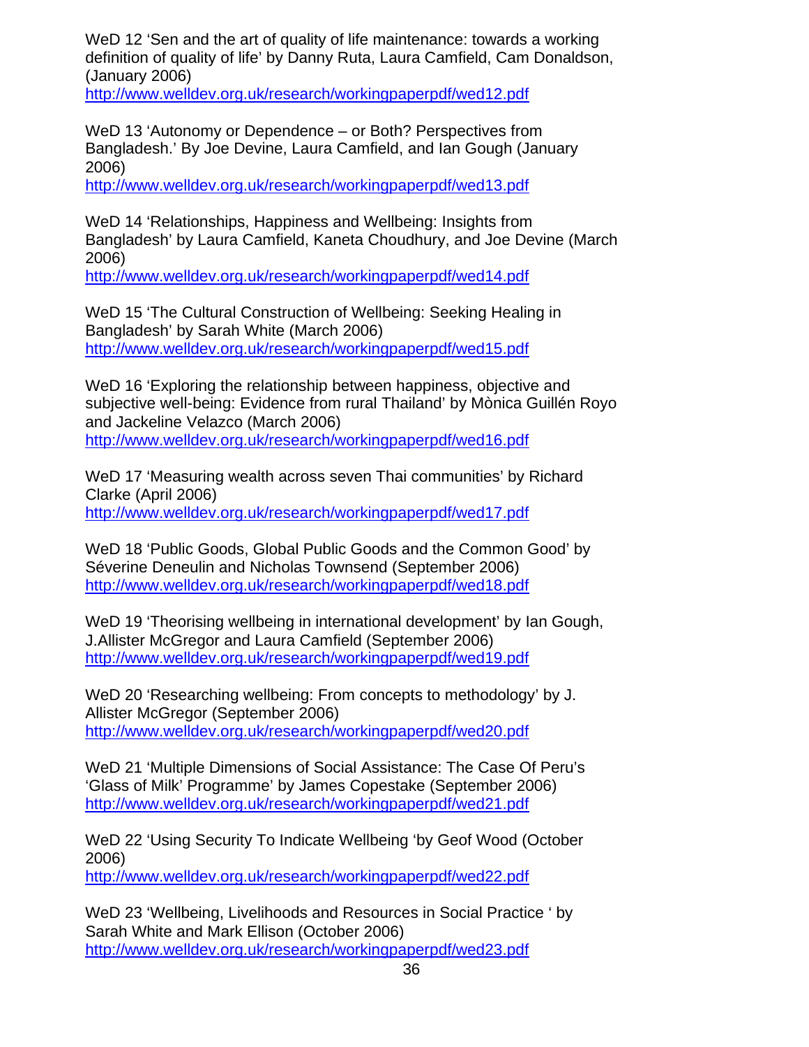WeD 12 'Sen and the art of quality of life maintenance: towards a working definition of quality of life' by Danny Ruta, Laura Camfield, Cam Donaldson, (January 2006)
http://www.welldev.org.uk/research/workingpaperpdf/wed12.pdf

WeD 13 'Autonomy or Dependence – or Both? Perspectives from Bangladesh.' By Joe Devine, Laura Camfield, and Ian Gough (January 2006)
http://www.welldev.org.uk/research/workingpaperpdf/wed13.pdf

WeD 14 'Relationships, Happiness and Wellbeing: Insights from Bangladesh' by Laura Camfield, Kaneta Choudhury, and Joe Devine (March 2006)
http://www.welldev.org.uk/research/workingpaperpdf/wed14.pdf

WeD 15 'The Cultural Construction of Wellbeing: Seeking Healing in Bangladesh' by Sarah White (March 2006)
http://www.welldev.org.uk/research/workingpaperpdf/wed15.pdf

WeD 16 'Exploring the relationship between happiness, objective and subjective well-being: Evidence from rural Thailand' by Mònica Guillén Royo and Jackeline Velazco (March 2006)
http://www.welldev.org.uk/research/workingpaperpdf/wed16.pdf

WeD 17 'Measuring wealth across seven Thai communities' by Richard Clarke (April 2006)
http://www.welldev.org.uk/research/workingpaperpdf/wed17.pdf

WeD 18 'Public Goods, Global Public Goods and the Common Good' by Séverine Deneulin and Nicholas Townsend (September 2006)
http://www.welldev.org.uk/research/workingpaperpdf/wed18.pdf

WeD 19 'Theorising wellbeing in international development' by Ian Gough, J.Allister McGregor and Laura Camfield (September 2006)
http://www.welldev.org.uk/research/workingpaperpdf/wed19.pdf

WeD 20 'Researching wellbeing: From concepts to methodology' by J. Allister McGregor (September 2006)
http://www.welldev.org.uk/research/workingpaperpdf/wed20.pdf

WeD 21 'Multiple Dimensions of Social Assistance: The Case Of Peru's 'Glass of Milk' Programme' by James Copestake (September 2006)
http://www.welldev.org.uk/research/workingpaperpdf/wed21.pdf

WeD 22 'Using Security To Indicate Wellbeing 'by Geof Wood (October 2006)
http://www.welldev.org.uk/research/workingpaperpdf/wed22.pdf

WeD 23 'Wellbeing, Livelihoods and Resources in Social Practice ' by Sarah White and Mark Ellison (October 2006)
http://www.welldev.org.uk/research/workingpaperpdf/wed23.pdf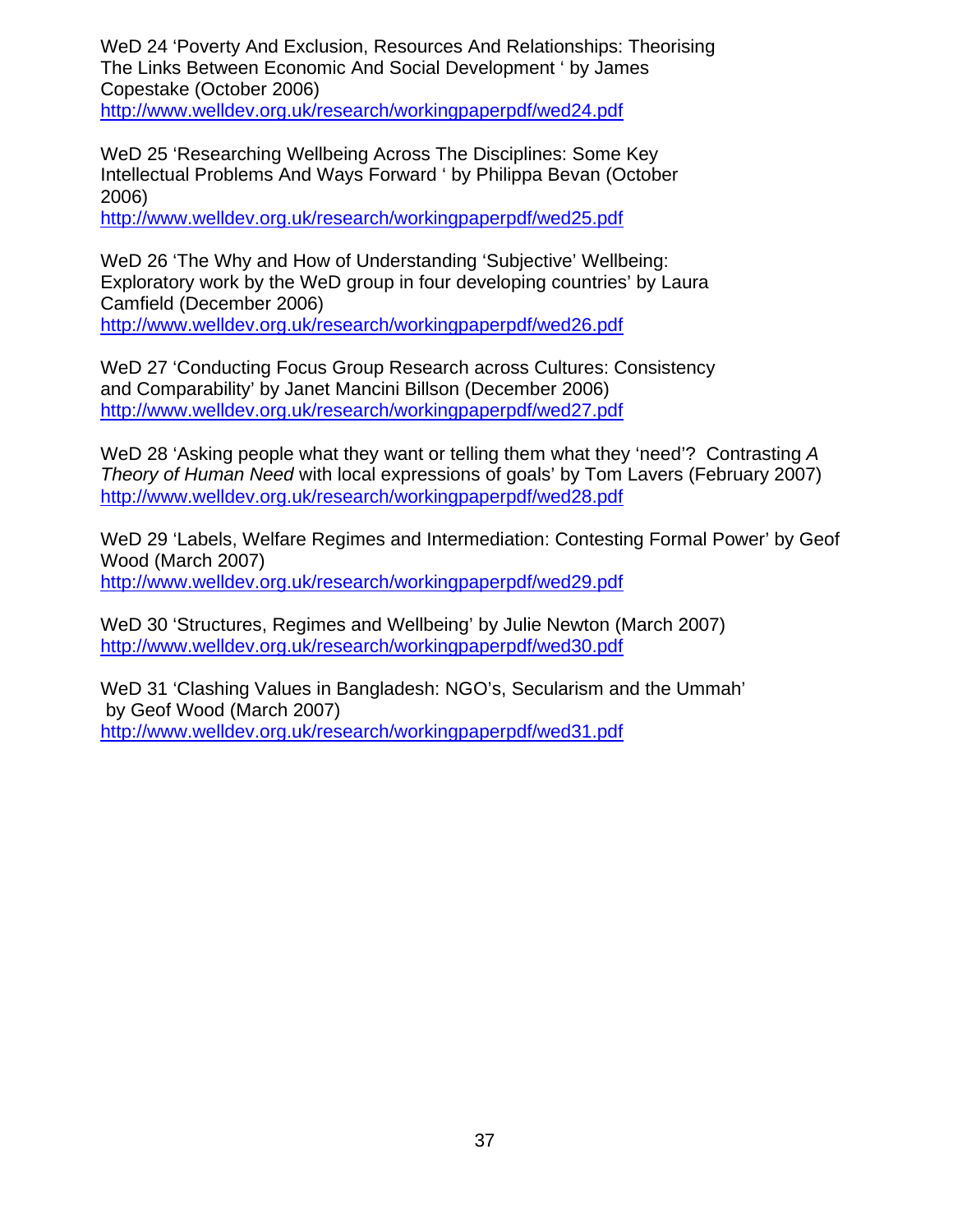WeD 24 'Poverty And Exclusion, Resources And Relationships: Theorising The Links Between Economic And Social Development ' by James Copestake (October 2006)
http://www.welldev.org.uk/research/workingpaperpdf/wed24.pdf

WeD 25 'Researching Wellbeing Across The Disciplines: Some Key Intellectual Problems And Ways Forward ' by Philippa Bevan (October 2006)
http://www.welldev.org.uk/research/workingpaperpdf/wed25.pdf

WeD 26 'The Why and How of Understanding 'Subjective' Wellbeing: Exploratory work by the WeD group in four developing countries' by Laura Camfield (December 2006)
http://www.welldev.org.uk/research/workingpaperpdf/wed26.pdf

WeD 27 'Conducting Focus Group Research across Cultures: Consistency and Comparability' by Janet Mancini Billson (December 2006)
http://www.welldev.org.uk/research/workingpaperpdf/wed27.pdf

WeD 28 'Asking people what they want or telling them what they 'need'? Contrasting *A Theory of Human Need* with local expressions of goals' by Tom Lavers (February 2007)
http://www.welldev.org.uk/research/workingpaperpdf/wed28.pdf

WeD 29 'Labels, Welfare Regimes and Intermediation: Contesting Formal Power' by Geof Wood (March 2007)
http://www.welldev.org.uk/research/workingpaperpdf/wed29.pdf

WeD 30 'Structures, Regimes and Wellbeing' by Julie Newton (March 2007)
http://www.welldev.org.uk/research/workingpaperpdf/wed30.pdf

WeD 31 'Clashing Values in Bangladesh: NGO's, Secularism and the Ummah' by Geof Wood (March 2007)
http://www.welldev.org.uk/research/workingpaperpdf/wed31.pdf